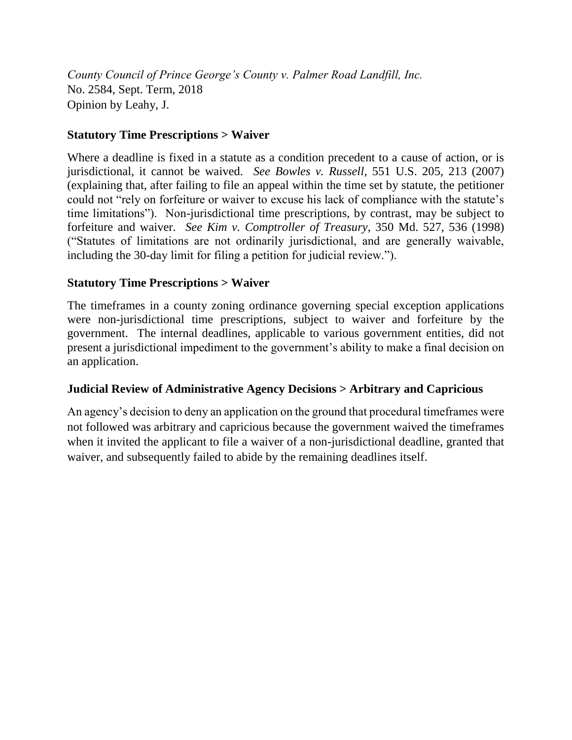*County Council of Prince George's County v. Palmer Road Landfill, Inc.*
No. 2584, Sept. Term, 2018
Opinion by Leahy, J.

**Statutory Time Prescriptions > Waiver**

Where a deadline is fixed in a statute as a condition precedent to a cause of action, or is jurisdictional, it cannot be waived. *See Bowles v. Russell*, 551 U.S. 205, 213 (2007) (explaining that, after failing to file an appeal within the time set by statute, the petitioner could not "rely on forfeiture or waiver to excuse his lack of compliance with the statute's time limitations"). Non-jurisdictional time prescriptions, by contrast, may be subject to forfeiture and waiver. *See Kim v. Comptroller of Treasury*, 350 Md. 527, 536 (1998) ("Statutes of limitations are not ordinarily jurisdictional, and are generally waivable, including the 30-day limit for filing a petition for judicial review.").

**Statutory Time Prescriptions > Waiver**

The timeframes in a county zoning ordinance governing special exception applications were non-jurisdictional time prescriptions, subject to waiver and forfeiture by the government. The internal deadlines, applicable to various government entities, did not present a jurisdictional impediment to the government's ability to make a final decision on an application.

**Judicial Review of Administrative Agency Decisions > Arbitrary and Capricious**

An agency's decision to deny an application on the ground that procedural timeframes were not followed was arbitrary and capricious because the government waived the timeframes when it invited the applicant to file a waiver of a non-jurisdictional deadline, granted that waiver, and subsequently failed to abide by the remaining deadlines itself.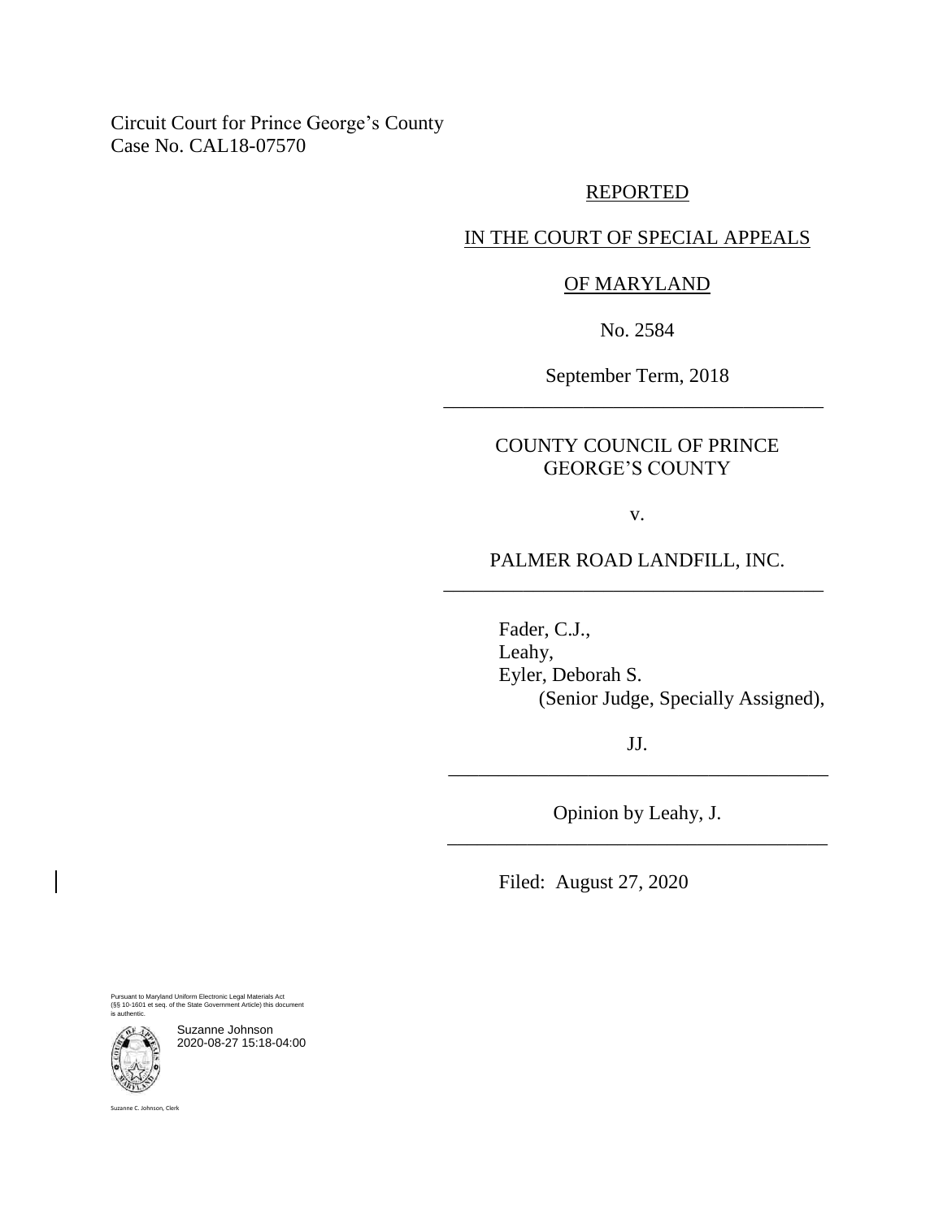Circuit Court for Prince George's County
Case No. CAL18-07570

REPORTED

IN THE COURT OF SPECIAL APPEALS

OF MARYLAND

No. 2584

September Term, 2018

---

COUNTY COUNCIL OF PRINCE GEORGE'S COUNTY

v.

PALMER ROAD LANDFILL, INC.

---

Fader, C.J.,
Leahy,
Eyler, Deborah S.
(Senior Judge, Specially Assigned),

JJ.

---

Opinion by Leahy, J.

---

Filed: August 27, 2020

Pursuant to Maryland Uniform Electronic Legal Materials Act (§§ 10-1601 et seq. of the State Government Article) this document is authentic.

Suzanne Johnson
2020-08-27 15:18-04:00

Suzanne C. Johnson, Clerk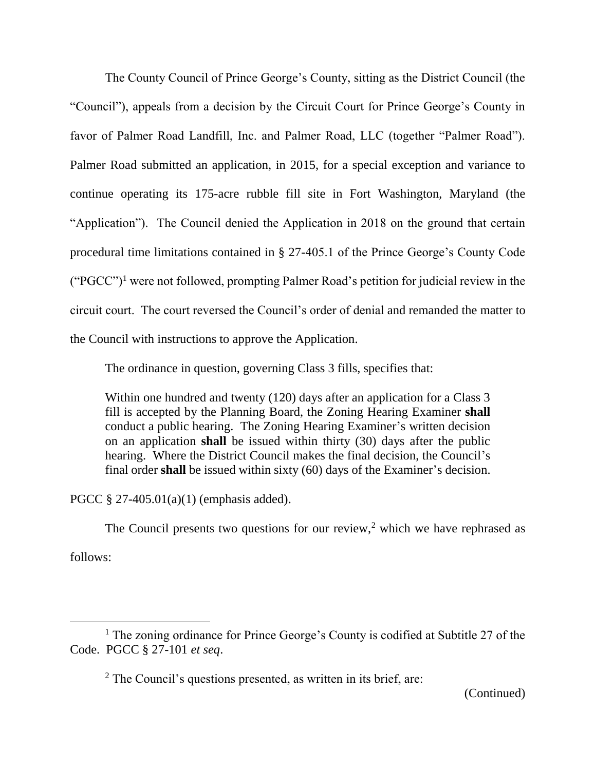The County Council of Prince George's County, sitting as the District Council (the "Council"), appeals from a decision by the Circuit Court for Prince George's County in favor of Palmer Road Landfill, Inc. and Palmer Road, LLC (together "Palmer Road"). Palmer Road submitted an application, in 2015, for a special exception and variance to continue operating its 175-acre rubble fill site in Fort Washington, Maryland (the "Application"). The Council denied the Application in 2018 on the ground that certain procedural time limitations contained in § 27-405.1 of the Prince George's County Code ("PGCC")[1] were not followed, prompting Palmer Road's petition for judicial review in the circuit court. The court reversed the Council's order of denial and remanded the matter to the Council with instructions to approve the Application.

The ordinance in question, governing Class 3 fills, specifies that:

> Within one hundred and twenty (120) days after an application for a Class 3 fill is accepted by the Planning Board, the Zoning Hearing Examiner **shall** conduct a public hearing. The Zoning Hearing Examiner's written decision on an application **shall** be issued within thirty (30) days after the public hearing. Where the District Council makes the final decision, the Council's final order **shall** be issued within sixty (60) days of the Examiner's decision.

PGCC § 27-405.01(a)(1) (emphasis added).

The Council presents two questions for our review,[2] which we have rephrased as follows:

---

[1] The zoning ordinance for Prince George's County is codified at Subtitle 27 of the Code. PGCC § 27-101 *et seq*.

[2] The Council's questions presented, as written in its brief, are:

(Continued)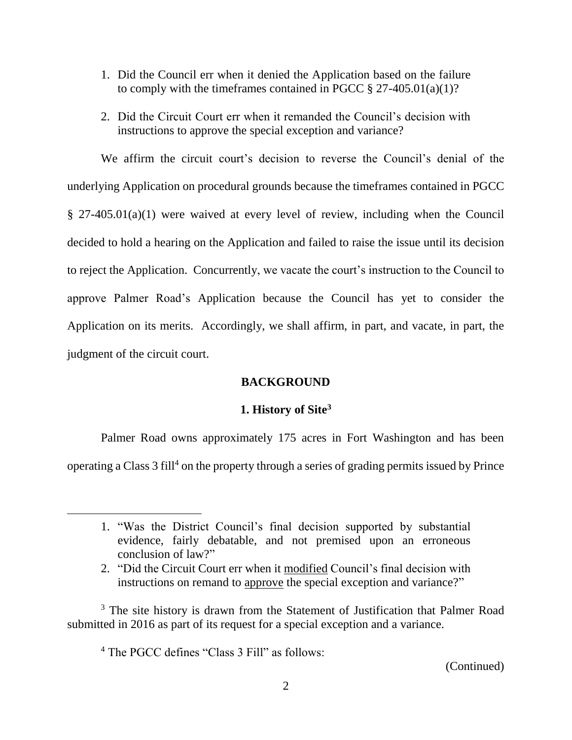1. Did the Council err when it denied the Application based on the failure to comply with the timeframes contained in PGCC § 27-405.01(a)(1)?

2. Did the Circuit Court err when it remanded the Council's decision with instructions to approve the special exception and variance?

We affirm the circuit court's decision to reverse the Council's denial of the underlying Application on procedural grounds because the timeframes contained in PGCC § 27-405.01(a)(1) were waived at every level of review, including when the Council decided to hold a hearing on the Application and failed to raise the issue until its decision to reject the Application. Concurrently, we vacate the court's instruction to the Council to approve Palmer Road's Application because the Council has yet to consider the Application on its merits. Accordingly, we shall affirm, in part, and vacate, in part, the judgment of the circuit court.

## BACKGROUND

### 1. History of Site[3]

Palmer Road owns approximately 175 acres in Fort Washington and has been operating a Class 3 fill[4] on the property through a series of grading permits issued by Prince

---

1. "Was the District Council's final decision supported by substantial evidence, fairly debatable, and not premised upon an erroneous conclusion of law?"
2. "Did the Circuit Court err when it <u>modified</u> Council's final decision with instructions on remand to <u>approve</u> the special exception and variance?"

[3] The site history is drawn from the Statement of Justification that Palmer Road submitted in 2016 as part of its request for a special exception and a variance.

[4] The PGCC defines "Class 3 Fill" as follows:

(Continued)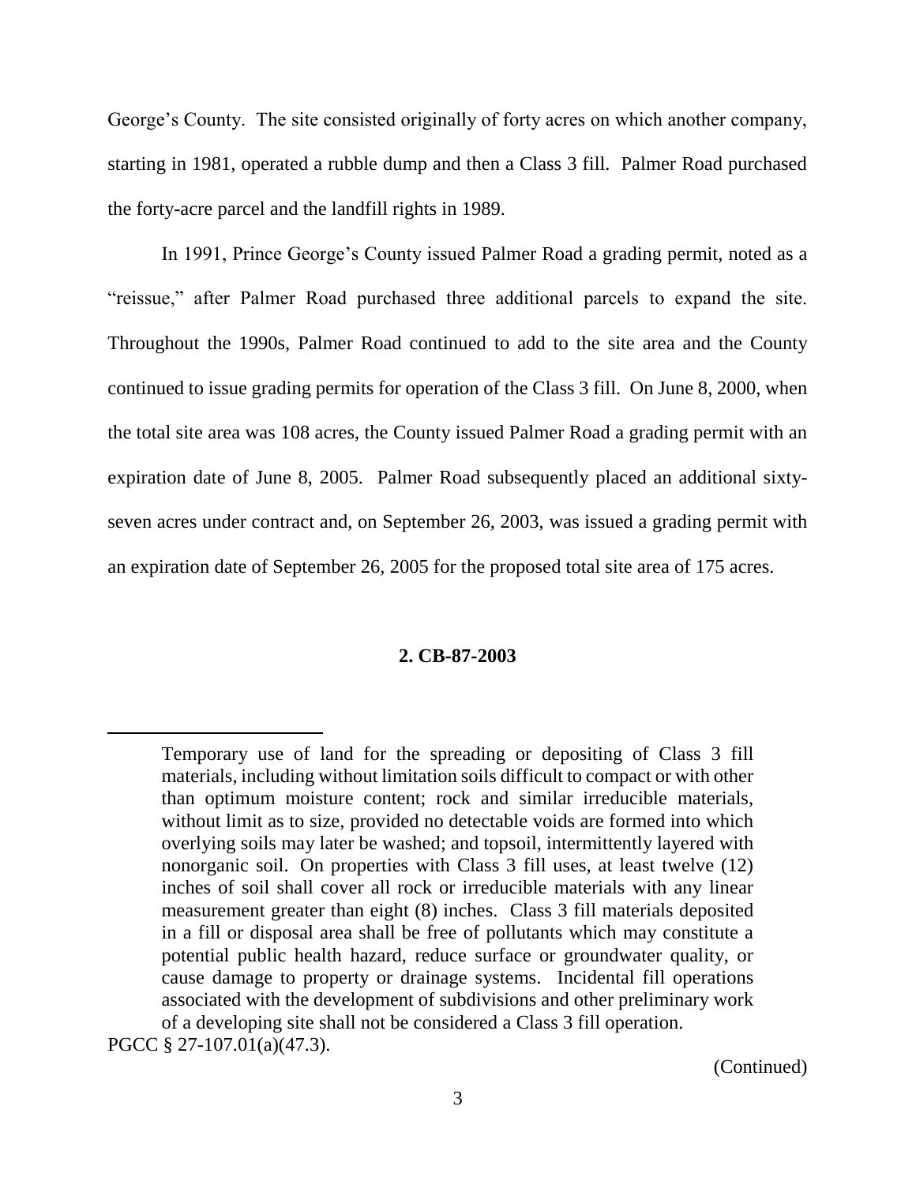George's County. The site consisted originally of forty acres on which another company, starting in 1981, operated a rubble dump and then a Class 3 fill. Palmer Road purchased the forty-acre parcel and the landfill rights in 1989.

In 1991, Prince George's County issued Palmer Road a grading permit, noted as a "reissue," after Palmer Road purchased three additional parcels to expand the site. Throughout the 1990s, Palmer Road continued to add to the site area and the County continued to issue grading permits for operation of the Class 3 fill. On June 8, 2000, when the total site area was 108 acres, the County issued Palmer Road a grading permit with an expiration date of June 8, 2005. Palmer Road subsequently placed an additional sixty-seven acres under contract and, on September 26, 2003, was issued a grading permit with an expiration date of September 26, 2005 for the proposed total site area of 175 acres.

**2. CB-87-2003**

---

> Temporary use of land for the spreading or depositing of Class 3 fill materials, including without limitation soils difficult to compact or with other than optimum moisture content; rock and similar irreducible materials, without limit as to size, provided no detectable voids are formed into which overlying soils may later be washed; and topsoil, intermittently layered with nonorganic soil. On properties with Class 3 fill uses, at least twelve (12) inches of soil shall cover all rock or irreducible materials with any linear measurement greater than eight (8) inches. Class 3 fill materials deposited in a fill or disposal area shall be free of pollutants which may constitute a potential public health hazard, reduce surface or groundwater quality, or cause damage to property or drainage systems. Incidental fill operations associated with the development of subdivisions and other preliminary work of a developing site shall not be considered a Class 3 fill operation.

PGCC § 27-107.01(a)(47.3).

(Continued)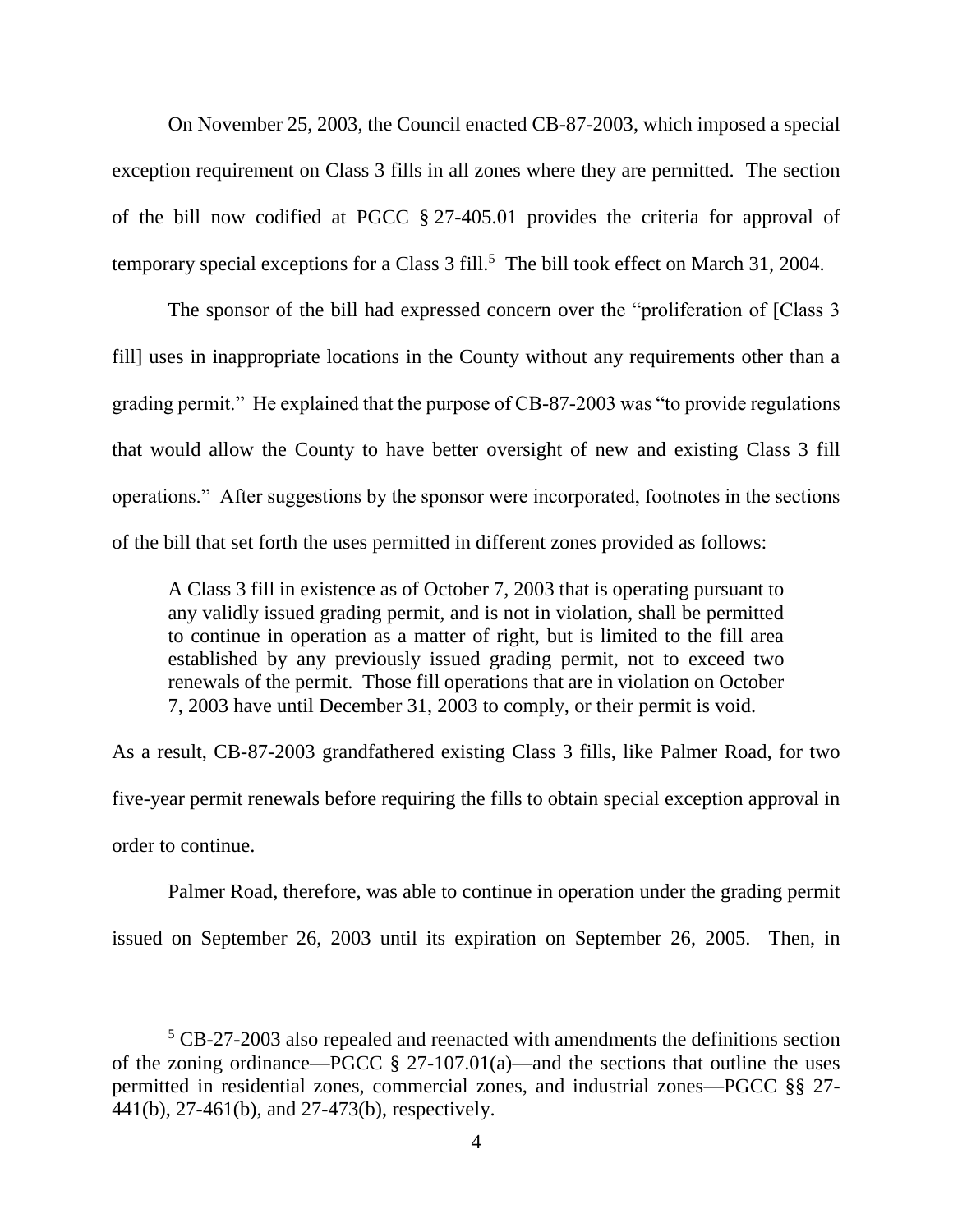On November 25, 2003, the Council enacted CB-87-2003, which imposed a special exception requirement on Class 3 fills in all zones where they are permitted. The section of the bill now codified at PGCC § 27-405.01 provides the criteria for approval of temporary special exceptions for a Class 3 fill.[5] The bill took effect on March 31, 2004.

The sponsor of the bill had expressed concern over the "proliferation of [Class 3 fill] uses in inappropriate locations in the County without any requirements other than a grading permit." He explained that the purpose of CB-87-2003 was "to provide regulations that would allow the County to have better oversight of new and existing Class 3 fill operations." After suggestions by the sponsor were incorporated, footnotes in the sections of the bill that set forth the uses permitted in different zones provided as follows:

> A Class 3 fill in existence as of October 7, 2003 that is operating pursuant to any validly issued grading permit, and is not in violation, shall be permitted to continue in operation as a matter of right, but is limited to the fill area established by any previously issued grading permit, not to exceed two renewals of the permit. Those fill operations that are in violation on October 7, 2003 have until December 31, 2003 to comply, or their permit is void.

As a result, CB-87-2003 grandfathered existing Class 3 fills, like Palmer Road, for two five-year permit renewals before requiring the fills to obtain special exception approval in order to continue.

Palmer Road, therefore, was able to continue in operation under the grading permit issued on September 26, 2003 until its expiration on September 26, 2005. Then, in

---

[5] CB-27-2003 also repealed and reenacted with amendments the definitions section of the zoning ordinance—PGCC § 27-107.01(a)—and the sections that outline the uses permitted in residential zones, commercial zones, and industrial zones—PGCC §§ 27-441(b), 27-461(b), and 27-473(b), respectively.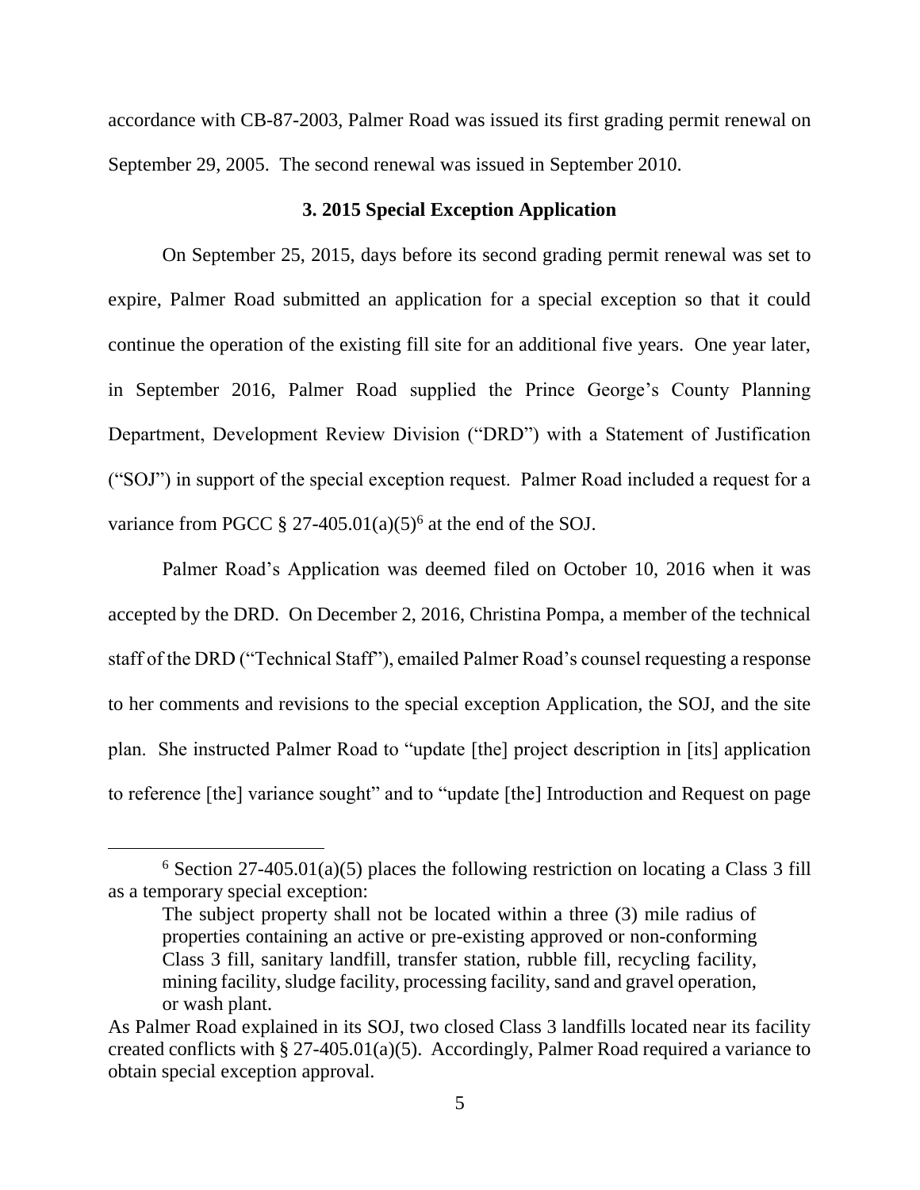accordance with CB-87-2003, Palmer Road was issued its first grading permit renewal on September 29, 2005. The second renewal was issued in September 2010.

### 3. 2015 Special Exception Application

On September 25, 2015, days before its second grading permit renewal was set to expire, Palmer Road submitted an application for a special exception so that it could continue the operation of the existing fill site for an additional five years. One year later, in September 2016, Palmer Road supplied the Prince George's County Planning Department, Development Review Division ("DRD") with a Statement of Justification ("SOJ") in support of the special exception request. Palmer Road included a request for a variance from PGCC § 27-405.01(a)(5)[6] at the end of the SOJ.

Palmer Road's Application was deemed filed on October 10, 2016 when it was accepted by the DRD. On December 2, 2016, Christina Pompa, a member of the technical staff of the DRD ("Technical Staff"), emailed Palmer Road's counsel requesting a response to her comments and revisions to the special exception Application, the SOJ, and the site plan. She instructed Palmer Road to "update [the] project description in [its] application to reference [the] variance sought" and to "update [the] Introduction and Request on page

---

[6] Section 27-405.01(a)(5) places the following restriction on locating a Class 3 fill as a temporary special exception:

> The subject property shall not be located within a three (3) mile radius of properties containing an active or pre-existing approved or non-conforming Class 3 fill, sanitary landfill, transfer station, rubble fill, recycling facility, mining facility, sludge facility, processing facility, sand and gravel operation, or wash plant.

As Palmer Road explained in its SOJ, two closed Class 3 landfills located near its facility created conflicts with § 27-405.01(a)(5). Accordingly, Palmer Road required a variance to obtain special exception approval.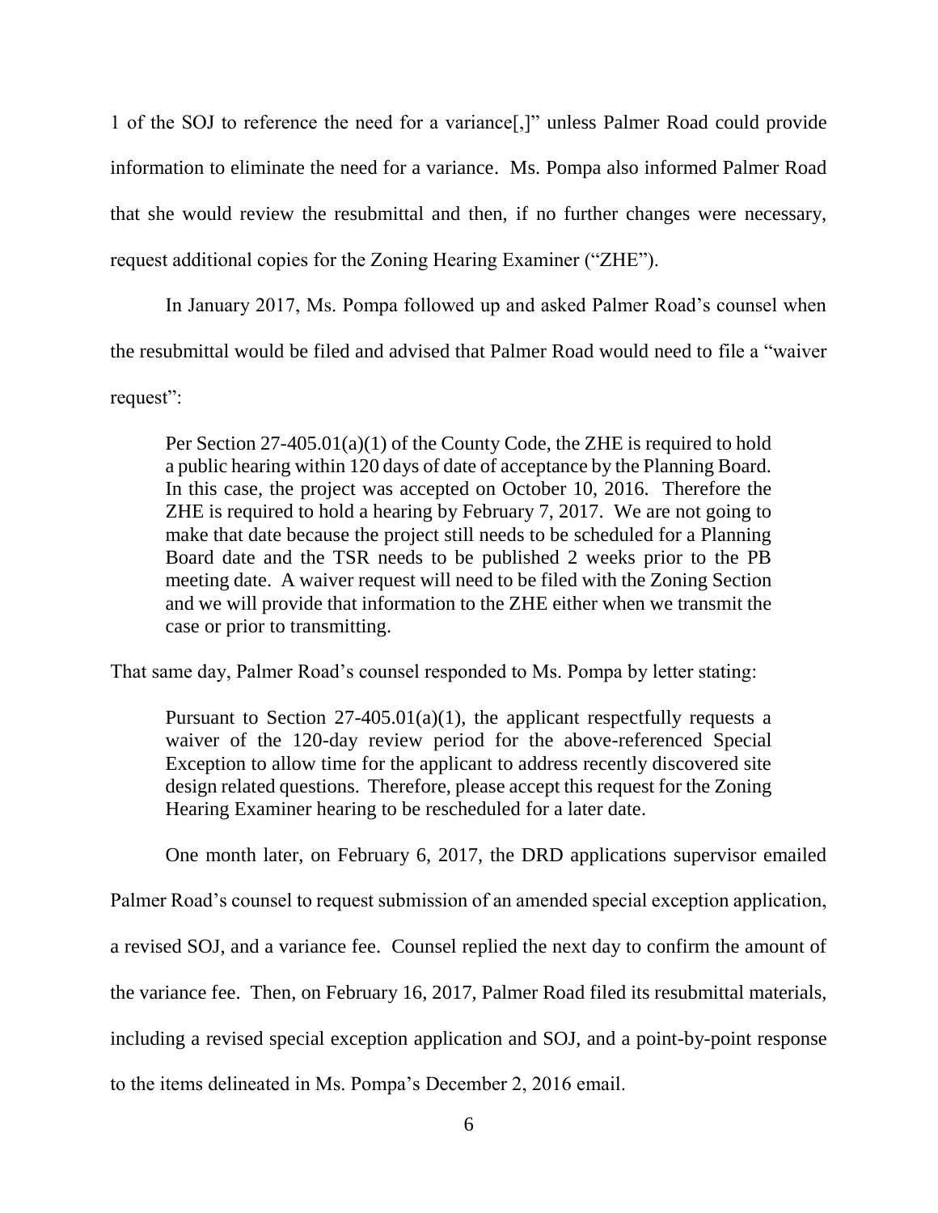1 of the SOJ to reference the need for a variance[,]" unless Palmer Road could provide information to eliminate the need for a variance. Ms. Pompa also informed Palmer Road that she would review the resubmittal and then, if no further changes were necessary, request additional copies for the Zoning Hearing Examiner ("ZHE").

In January 2017, Ms. Pompa followed up and asked Palmer Road's counsel when the resubmittal would be filed and advised that Palmer Road would need to file a "waiver request":

> Per Section 27-405.01(a)(1) of the County Code, the ZHE is required to hold a public hearing within 120 days of date of acceptance by the Planning Board. In this case, the project was accepted on October 10, 2016. Therefore the ZHE is required to hold a hearing by February 7, 2017. We are not going to make that date because the project still needs to be scheduled for a Planning Board date and the TSR needs to be published 2 weeks prior to the PB meeting date. A waiver request will need to be filed with the Zoning Section and we will provide that information to the ZHE either when we transmit the case or prior to transmitting.

That same day, Palmer Road's counsel responded to Ms. Pompa by letter stating:

> Pursuant to Section 27-405.01(a)(1), the applicant respectfully requests a waiver of the 120-day review period for the above-referenced Special Exception to allow time for the applicant to address recently discovered site design related questions. Therefore, please accept this request for the Zoning Hearing Examiner hearing to be rescheduled for a later date.

One month later, on February 6, 2017, the DRD applications supervisor emailed Palmer Road's counsel to request submission of an amended special exception application, a revised SOJ, and a variance fee. Counsel replied the next day to confirm the amount of the variance fee. Then, on February 16, 2017, Palmer Road filed its resubmittal materials, including a revised special exception application and SOJ, and a point-by-point response to the items delineated in Ms. Pompa's December 2, 2016 email.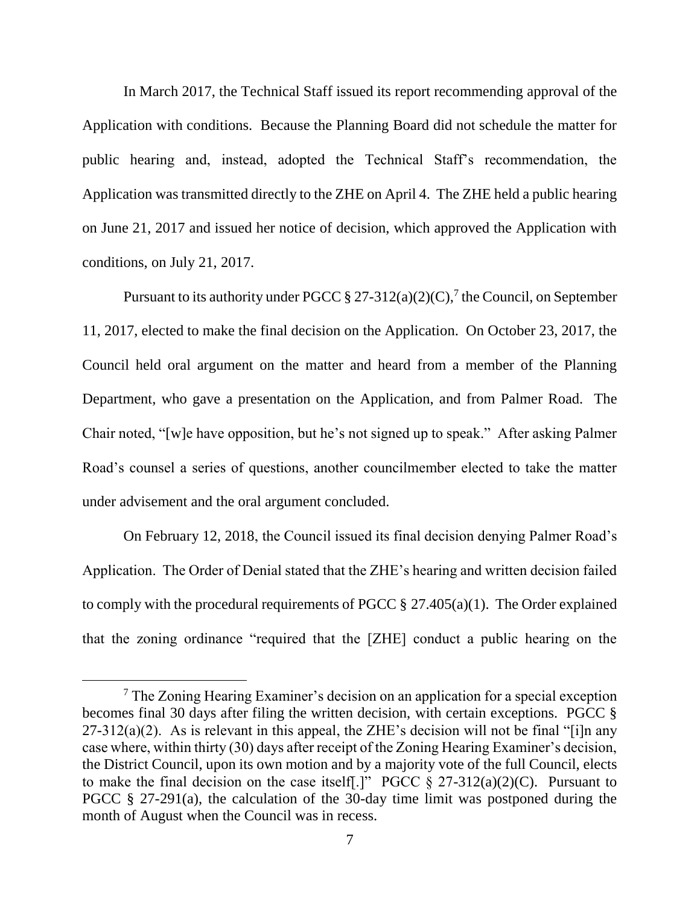In March 2017, the Technical Staff issued its report recommending approval of the Application with conditions. Because the Planning Board did not schedule the matter for public hearing and, instead, adopted the Technical Staff's recommendation, the Application was transmitted directly to the ZHE on April 4. The ZHE held a public hearing on June 21, 2017 and issued her notice of decision, which approved the Application with conditions, on July 21, 2017.

Pursuant to its authority under PGCC § 27-312(a)(2)(C),[7] the Council, on September 11, 2017, elected to make the final decision on the Application. On October 23, 2017, the Council held oral argument on the matter and heard from a member of the Planning Department, who gave a presentation on the Application, and from Palmer Road. The Chair noted, "[w]e have opposition, but he's not signed up to speak." After asking Palmer Road's counsel a series of questions, another councilmember elected to take the matter under advisement and the oral argument concluded.

On February 12, 2018, the Council issued its final decision denying Palmer Road's Application. The Order of Denial stated that the ZHE's hearing and written decision failed to comply with the procedural requirements of PGCC § 27.405(a)(1). The Order explained that the zoning ordinance "required that the [ZHE] conduct a public hearing on the

---

[7] The Zoning Hearing Examiner's decision on an application for a special exception becomes final 30 days after filing the written decision, with certain exceptions. PGCC § 27-312(a)(2). As is relevant in this appeal, the ZHE's decision will not be final "[i]n any case where, within thirty (30) days after receipt of the Zoning Hearing Examiner's decision, the District Council, upon its own motion and by a majority vote of the full Council, elects to make the final decision on the case itself[.]" PGCC § 27-312(a)(2)(C). Pursuant to PGCC § 27-291(a), the calculation of the 30-day time limit was postponed during the month of August when the Council was in recess.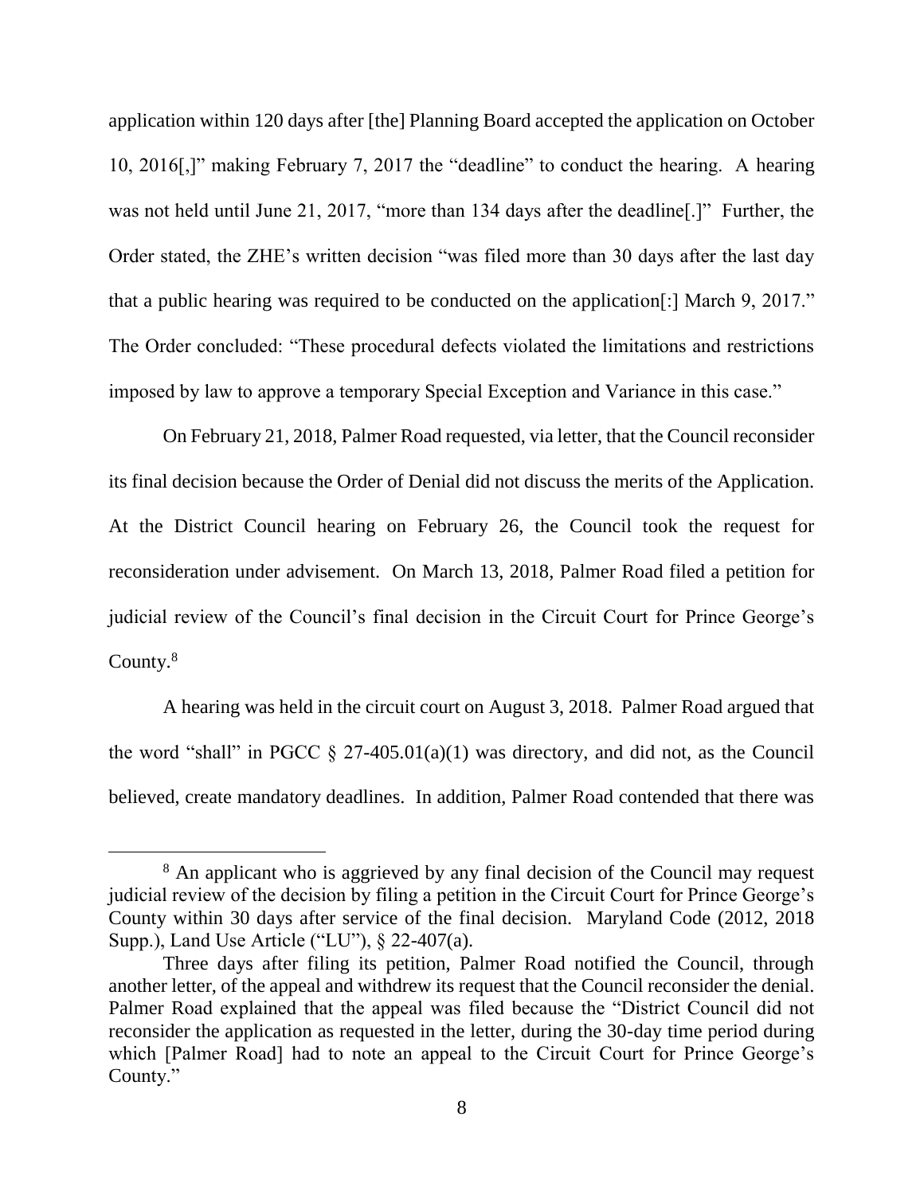application within 120 days after [the] Planning Board accepted the application on October 10, 2016[,]" making February 7, 2017 the "deadline" to conduct the hearing. A hearing was not held until June 21, 2017, "more than 134 days after the deadline[.]" Further, the Order stated, the ZHE's written decision "was filed more than 30 days after the last day that a public hearing was required to be conducted on the application[:] March 9, 2017." The Order concluded: "These procedural defects violated the limitations and restrictions imposed by law to approve a temporary Special Exception and Variance in this case."

On February 21, 2018, Palmer Road requested, via letter, that the Council reconsider its final decision because the Order of Denial did not discuss the merits of the Application. At the District Council hearing on February 26, the Council took the request for reconsideration under advisement. On March 13, 2018, Palmer Road filed a petition for judicial review of the Council's final decision in the Circuit Court for Prince George's County.[8]

A hearing was held in the circuit court on August 3, 2018. Palmer Road argued that the word "shall" in PGCC § 27-405.01(a)(1) was directory, and did not, as the Council believed, create mandatory deadlines. In addition, Palmer Road contended that there was

---

[8] An applicant who is aggrieved by any final decision of the Council may request judicial review of the decision by filing a petition in the Circuit Court for Prince George's County within 30 days after service of the final decision. Maryland Code (2012, 2018 Supp.), Land Use Article ("LU"), § 22-407(a).

Three days after filing its petition, Palmer Road notified the Council, through another letter, of the appeal and withdrew its request that the Council reconsider the denial. Palmer Road explained that the appeal was filed because the "District Council did not reconsider the application as requested in the letter, during the 30-day time period during which [Palmer Road] had to note an appeal to the Circuit Court for Prince George's County."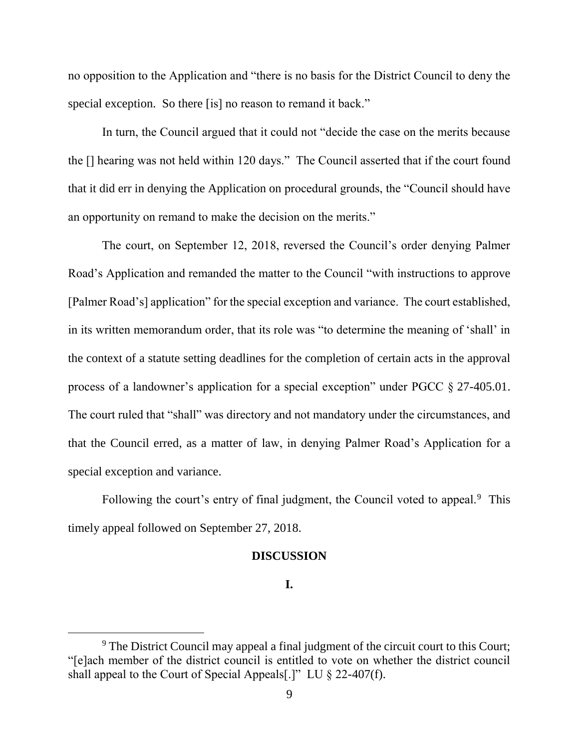no opposition to the Application and "there is no basis for the District Council to deny the special exception. So there [is] no reason to remand it back."

In turn, the Council argued that it could not "decide the case on the merits because the [] hearing was not held within 120 days." The Council asserted that if the court found that it did err in denying the Application on procedural grounds, the "Council should have an opportunity on remand to make the decision on the merits."

The court, on September 12, 2018, reversed the Council's order denying Palmer Road's Application and remanded the matter to the Council "with instructions to approve [Palmer Road's] application" for the special exception and variance. The court established, in its written memorandum order, that its role was "to determine the meaning of 'shall' in the context of a statute setting deadlines for the completion of certain acts in the approval process of a landowner's application for a special exception" under PGCC § 27-405.01. The court ruled that "shall" was directory and not mandatory under the circumstances, and that the Council erred, as a matter of law, in denying Palmer Road's Application for a special exception and variance.

Following the court's entry of final judgment, the Council voted to appeal.[9] This timely appeal followed on September 27, 2018.

## DISCUSSION

### I.

[9] The District Council may appeal a final judgment of the circuit court to this Court; "[e]ach member of the district council is entitled to vote on whether the district council shall appeal to the Court of Special Appeals[.]" LU § 22-407(f).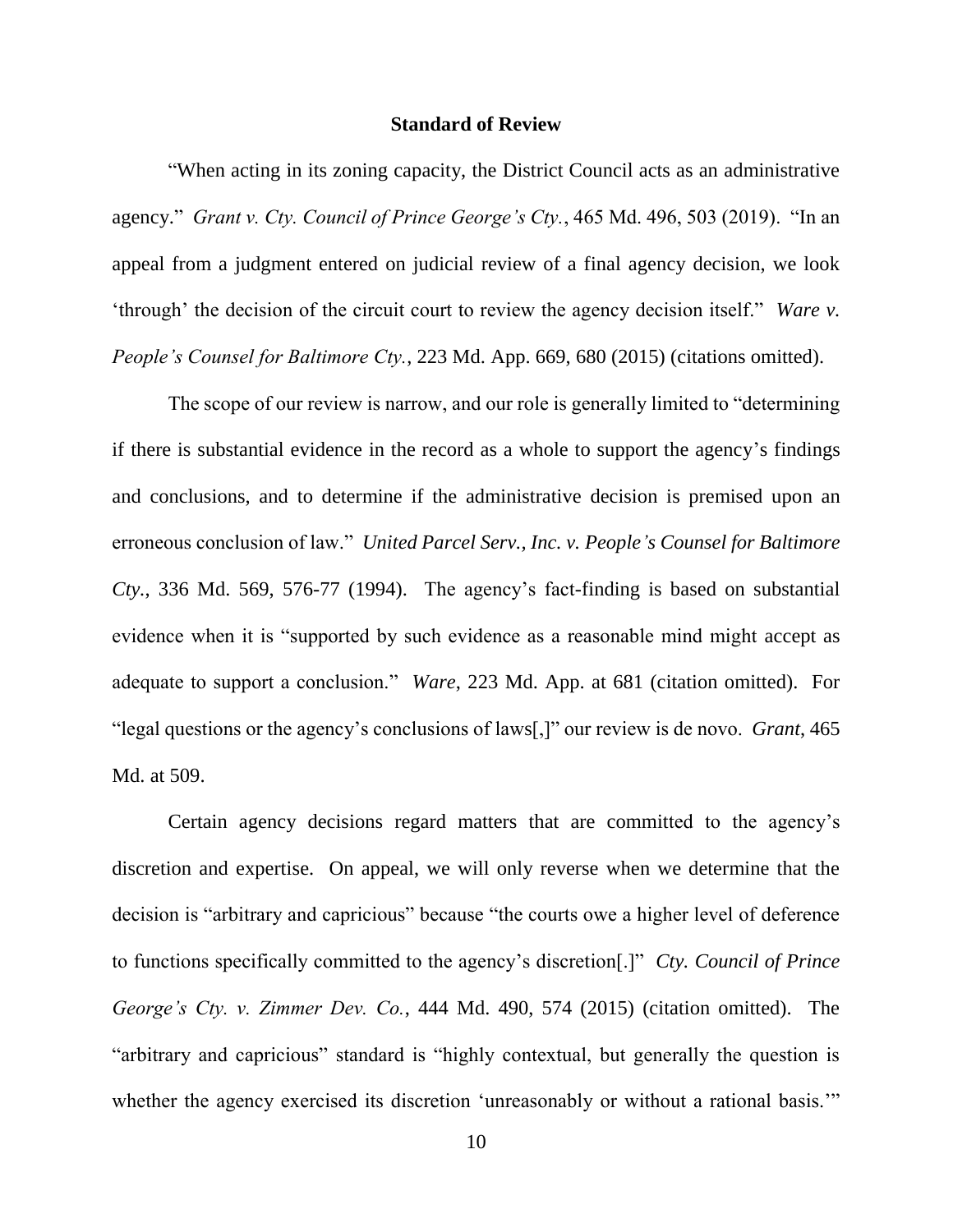## Standard of Review

"When acting in its zoning capacity, the District Council acts as an administrative agency." *Grant v. Cty. Council of Prince George's Cty.*, 465 Md. 496, 503 (2019). "In an appeal from a judgment entered on judicial review of a final agency decision, we look 'through' the decision of the circuit court to review the agency decision itself." *Ware v. People's Counsel for Baltimore Cty.*, 223 Md. App. 669, 680 (2015) (citations omitted).

The scope of our review is narrow, and our role is generally limited to "determining if there is substantial evidence in the record as a whole to support the agency's findings and conclusions, and to determine if the administrative decision is premised upon an erroneous conclusion of law." *United Parcel Serv., Inc. v. People's Counsel for Baltimore Cty.*, 336 Md. 569, 576-77 (1994). The agency's fact-finding is based on substantial evidence when it is "supported by such evidence as a reasonable mind might accept as adequate to support a conclusion." *Ware*, 223 Md. App. at 681 (citation omitted). For "legal questions or the agency's conclusions of laws[,]" our review is de novo. *Grant*, 465 Md. at 509.

Certain agency decisions regard matters that are committed to the agency's discretion and expertise. On appeal, we will only reverse when we determine that the decision is "arbitrary and capricious" because "the courts owe a higher level of deference to functions specifically committed to the agency's discretion[.]" *Cty. Council of Prince George's Cty. v. Zimmer Dev. Co.*, 444 Md. 490, 574 (2015) (citation omitted). The "arbitrary and capricious" standard is "highly contextual, but generally the question is whether the agency exercised its discretion 'unreasonably or without a rational basis.'"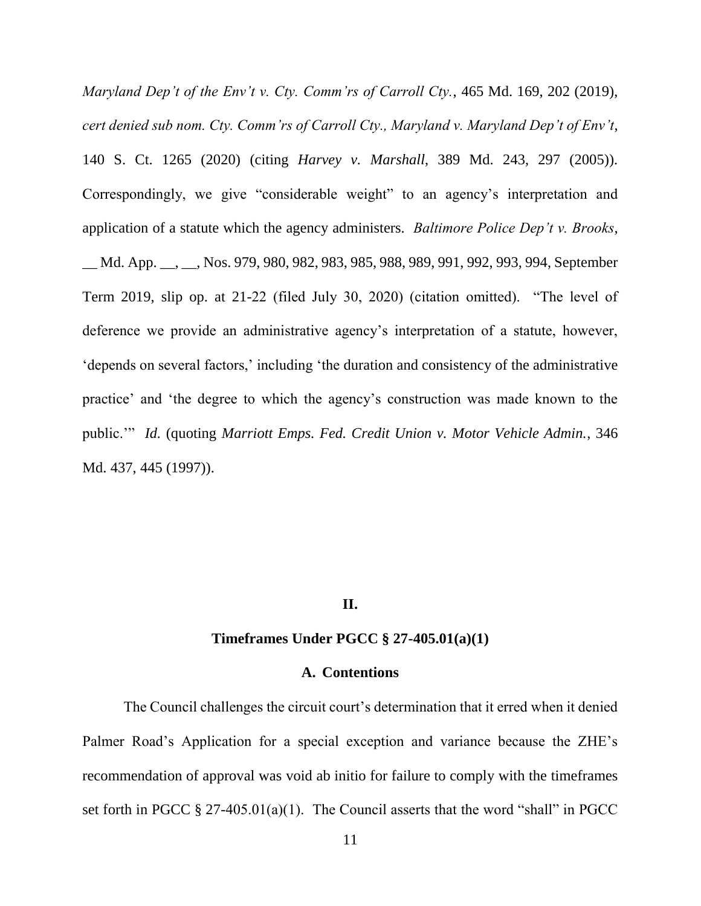*Maryland Dep't of the Env't v. Cty. Comm'rs of Carroll Cty.*, 465 Md. 169, 202 (2019), *cert denied sub nom. Cty. Comm'rs of Carroll Cty., Maryland v. Maryland Dep't of Env't*, 140 S. Ct. 1265 (2020) (citing *Harvey v. Marshall*, 389 Md. 243, 297 (2005)). Correspondingly, we give "considerable weight" to an agency's interpretation and application of a statute which the agency administers. *Baltimore Police Dep't v. Brooks*, __ Md. App. __, __, Nos. 979, 980, 982, 983, 985, 988, 989, 991, 992, 993, 994, September Term 2019, slip op. at 21-22 (filed July 30, 2020) (citation omitted). "The level of deference we provide an administrative agency's interpretation of a statute, however, 'depends on several factors,' including 'the duration and consistency of the administrative practice' and 'the degree to which the agency's construction was made known to the public.'" *Id.* (quoting *Marriott Emps. Fed. Credit Union v. Motor Vehicle Admin.*, 346 Md. 437, 445 (1997)).

## II.

## Timeframes Under PGCC § 27-405.01(a)(1)

### A. Contentions

The Council challenges the circuit court's determination that it erred when it denied Palmer Road's Application for a special exception and variance because the ZHE's recommendation of approval was void ab initio for failure to comply with the timeframes set forth in PGCC § 27-405.01(a)(1). The Council asserts that the word "shall" in PGCC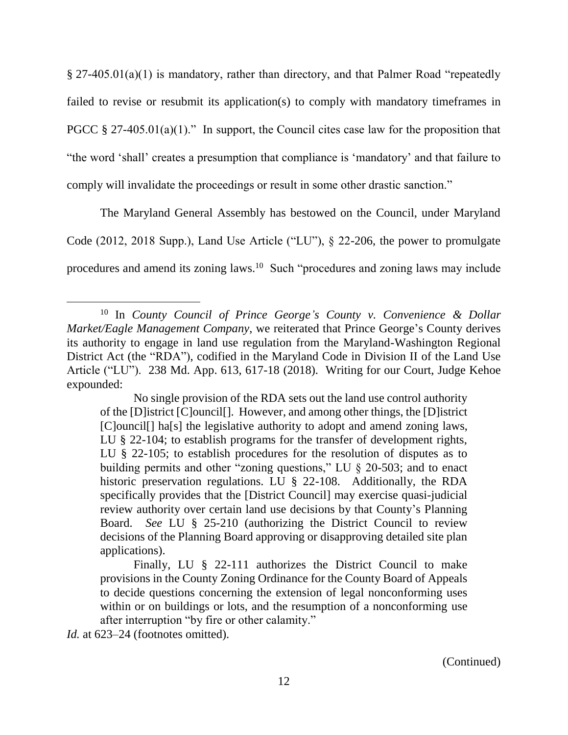§ 27-405.01(a)(1) is mandatory, rather than directory, and that Palmer Road "repeatedly failed to revise or resubmit its application(s) to comply with mandatory timeframes in PGCC § 27-405.01(a)(1)." In support, the Council cites case law for the proposition that "the word 'shall' creates a presumption that compliance is 'mandatory' and that failure to comply will invalidate the proceedings or result in some other drastic sanction."

The Maryland General Assembly has bestowed on the Council, under Maryland Code (2012, 2018 Supp.), Land Use Article ("LU"), § 22-206, the power to promulgate procedures and amend its zoning laws.[10] Such "procedures and zoning laws may include

---

[10] In *County Council of Prince George's County v. Convenience & Dollar Market/Eagle Management Company*, we reiterated that Prince George's County derives its authority to engage in land use regulation from the Maryland-Washington Regional District Act (the "RDA"), codified in the Maryland Code in Division II of the Land Use Article ("LU"). 238 Md. App. 613, 617-18 (2018). Writing for our Court, Judge Kehoe expounded:

> No single provision of the RDA sets out the land use control authority of the [D]istrict [C]ouncil[]. However, and among other things, the [D]istrict [C]ouncil[] ha[s] the legislative authority to adopt and amend zoning laws, LU § 22-104; to establish programs for the transfer of development rights, LU § 22-105; to establish procedures for the resolution of disputes as to building permits and other "zoning questions," LU § 20-503; and to enact historic preservation regulations. LU § 22-108. Additionally, the RDA specifically provides that the [District Council] may exercise quasi-judicial review authority over certain land use decisions by that County's Planning Board. *See* LU § 25-210 (authorizing the District Council to review decisions of the Planning Board approving or disapproving detailed site plan applications).
>
> Finally, LU § 22-111 authorizes the District Council to make provisions in the County Zoning Ordinance for the County Board of Appeals to decide questions concerning the extension of legal nonconforming uses within or on buildings or lots, and the resumption of a nonconforming use after interruption "by fire or other calamity."

*Id.* at 623–24 (footnotes omitted).

(Continued)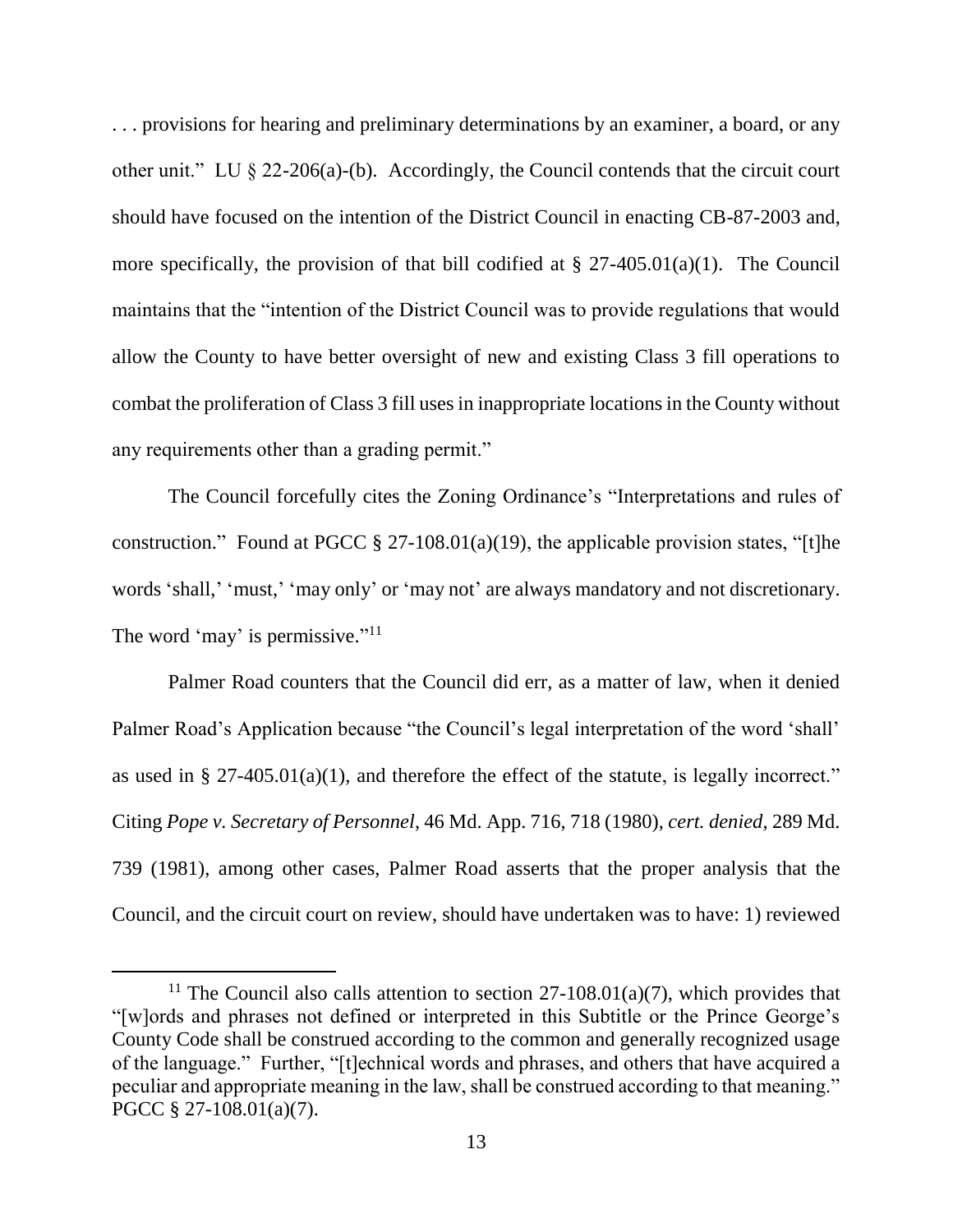. . . provisions for hearing and preliminary determinations by an examiner, a board, or any other unit." LU § 22-206(a)-(b). Accordingly, the Council contends that the circuit court should have focused on the intention of the District Council in enacting CB-87-2003 and, more specifically, the provision of that bill codified at § 27-405.01(a)(1). The Council maintains that the "intention of the District Council was to provide regulations that would allow the County to have better oversight of new and existing Class 3 fill operations to combat the proliferation of Class 3 fill uses in inappropriate locations in the County without any requirements other than a grading permit."

The Council forcefully cites the Zoning Ordinance's "Interpretations and rules of construction." Found at PGCC § 27-108.01(a)(19), the applicable provision states, "[t]he words 'shall,' 'must,' 'may only' or 'may not' are always mandatory and not discretionary. The word 'may' is permissive."[11]

Palmer Road counters that the Council did err, as a matter of law, when it denied Palmer Road's Application because "the Council's legal interpretation of the word 'shall' as used in § 27-405.01(a)(1), and therefore the effect of the statute, is legally incorrect." Citing *Pope v. Secretary of Personnel*, 46 Md. App. 716, 718 (1980), *cert. denied*, 289 Md. 739 (1981), among other cases, Palmer Road asserts that the proper analysis that the Council, and the circuit court on review, should have undertaken was to have: 1) reviewed

---

[11] The Council also calls attention to section 27-108.01(a)(7), which provides that "[w]ords and phrases not defined or interpreted in this Subtitle or the Prince George's County Code shall be construed according to the common and generally recognized usage of the language." Further, "[t]echnical words and phrases, and others that have acquired a peculiar and appropriate meaning in the law, shall be construed according to that meaning." PGCC § 27-108.01(a)(7).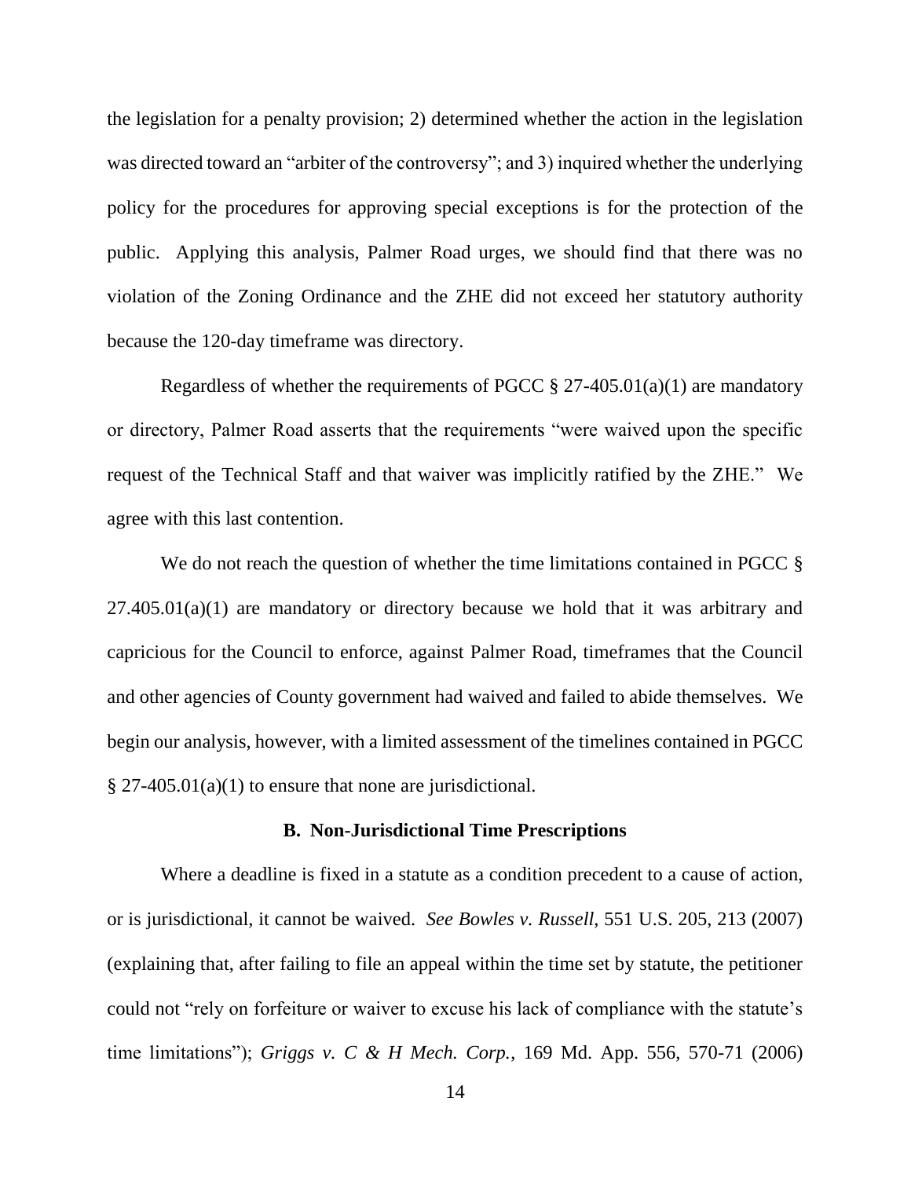the legislation for a penalty provision; 2) determined whether the action in the legislation was directed toward an "arbiter of the controversy"; and 3) inquired whether the underlying policy for the procedures for approving special exceptions is for the protection of the public. Applying this analysis, Palmer Road urges, we should find that there was no violation of the Zoning Ordinance and the ZHE did not exceed her statutory authority because the 120-day timeframe was directory.

Regardless of whether the requirements of PGCC § 27-405.01(a)(1) are mandatory or directory, Palmer Road asserts that the requirements "were waived upon the specific request of the Technical Staff and that waiver was implicitly ratified by the ZHE." We agree with this last contention.

We do not reach the question of whether the time limitations contained in PGCC § 27.405.01(a)(1) are mandatory or directory because we hold that it was arbitrary and capricious for the Council to enforce, against Palmer Road, timeframes that the Council and other agencies of County government had waived and failed to abide themselves. We begin our analysis, however, with a limited assessment of the timelines contained in PGCC § 27-405.01(a)(1) to ensure that none are jurisdictional.

### B. Non-Jurisdictional Time Prescriptions

Where a deadline is fixed in a statute as a condition precedent to a cause of action, or is jurisdictional, it cannot be waived. *See Bowles v. Russell*, 551 U.S. 205, 213 (2007) (explaining that, after failing to file an appeal within the time set by statute, the petitioner could not "rely on forfeiture or waiver to excuse his lack of compliance with the statute's time limitations"); *Griggs v. C & H Mech. Corp.*, 169 Md. App. 556, 570-71 (2006)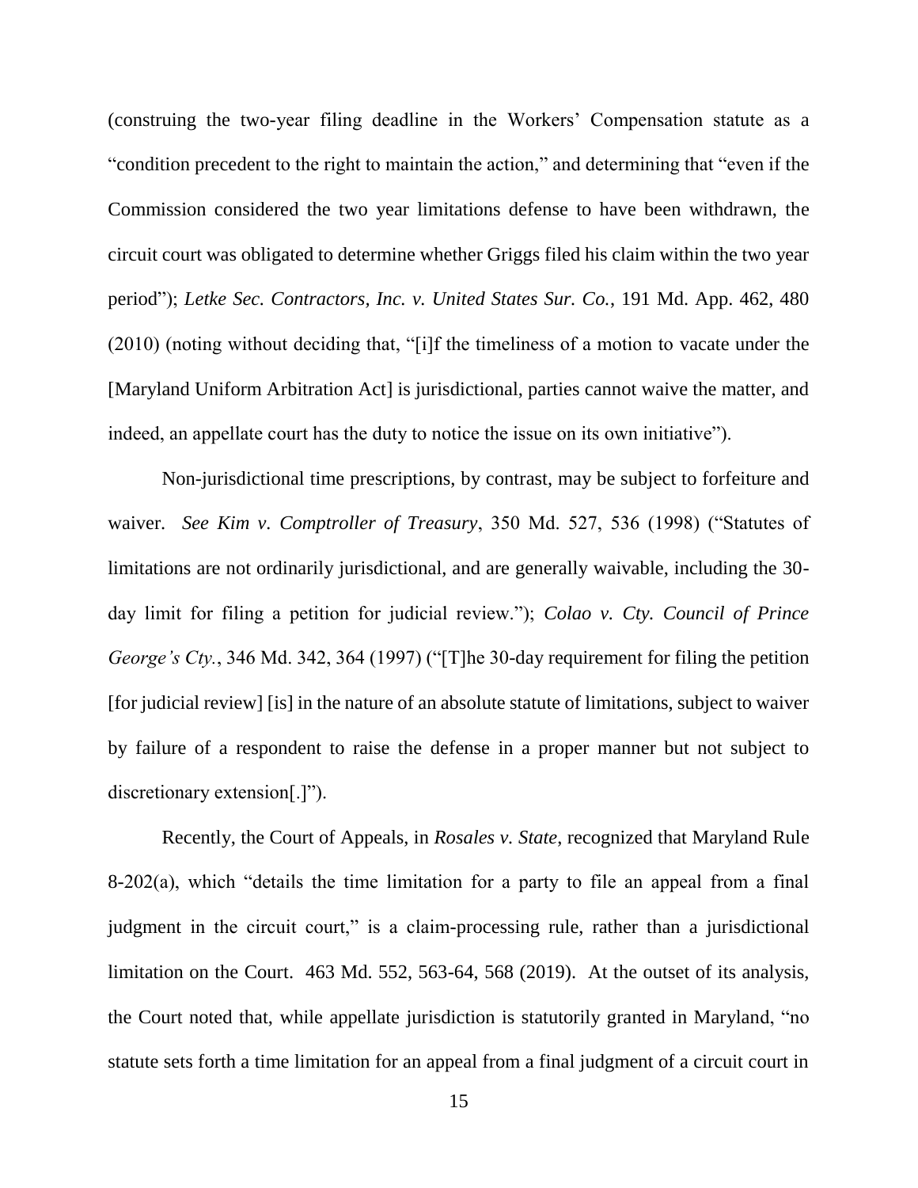(construing the two-year filing deadline in the Workers' Compensation statute as a "condition precedent to the right to maintain the action," and determining that "even if the Commission considered the two year limitations defense to have been withdrawn, the circuit court was obligated to determine whether Griggs filed his claim within the two year period"); *Letke Sec. Contractors, Inc. v. United States Sur. Co.*, 191 Md. App. 462, 480 (2010) (noting without deciding that, "[i]f the timeliness of a motion to vacate under the [Maryland Uniform Arbitration Act] is jurisdictional, parties cannot waive the matter, and indeed, an appellate court has the duty to notice the issue on its own initiative").

Non-jurisdictional time prescriptions, by contrast, may be subject to forfeiture and waiver. *See Kim v. Comptroller of Treasury*, 350 Md. 527, 536 (1998) ("Statutes of limitations are not ordinarily jurisdictional, and are generally waivable, including the 30-day limit for filing a petition for judicial review."); *Colao v. Cty. Council of Prince George's Cty.*, 346 Md. 342, 364 (1997) ("[T]he 30-day requirement for filing the petition [for judicial review] [is] in the nature of an absolute statute of limitations, subject to waiver by failure of a respondent to raise the defense in a proper manner but not subject to discretionary extension[.]").

Recently, the Court of Appeals, in *Rosales v. State*, recognized that Maryland Rule 8-202(a), which "details the time limitation for a party to file an appeal from a final judgment in the circuit court," is a claim-processing rule, rather than a jurisdictional limitation on the Court. 463 Md. 552, 563-64, 568 (2019). At the outset of its analysis, the Court noted that, while appellate jurisdiction is statutorily granted in Maryland, "no statute sets forth a time limitation for an appeal from a final judgment of a circuit court in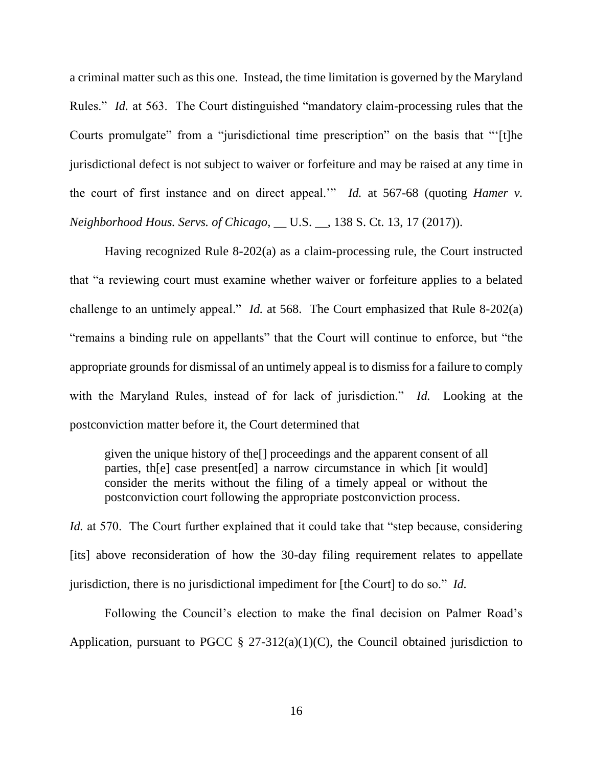a criminal matter such as this one. Instead, the time limitation is governed by the Maryland Rules." *Id.* at 563. The Court distinguished "mandatory claim-processing rules that the Courts promulgate" from a "jurisdictional time prescription" on the basis that "'[t]he jurisdictional defect is not subject to waiver or forfeiture and may be raised at any time in the court of first instance and on direct appeal.'" *Id.* at 567-68 (quoting *Hamer v. Neighborhood Hous. Servs. of Chicago*, __ U.S. __, 138 S. Ct. 13, 17 (2017)).

Having recognized Rule 8-202(a) as a claim-processing rule, the Court instructed that "a reviewing court must examine whether waiver or forfeiture applies to a belated challenge to an untimely appeal." *Id.* at 568. The Court emphasized that Rule 8-202(a) "remains a binding rule on appellants" that the Court will continue to enforce, but "the appropriate grounds for dismissal of an untimely appeal is to dismiss for a failure to comply with the Maryland Rules, instead of for lack of jurisdiction." *Id.* Looking at the postconviction matter before it, the Court determined that

> given the unique history of the[] proceedings and the apparent consent of all parties, th[e] case present[ed] a narrow circumstance in which [it would] consider the merits without the filing of a timely appeal or without the postconviction court following the appropriate postconviction process.

*Id.* at 570. The Court further explained that it could take that "step because, considering [its] above reconsideration of how the 30-day filing requirement relates to appellate jurisdiction, there is no jurisdictional impediment for [the Court] to do so." *Id.*

Following the Council's election to make the final decision on Palmer Road's Application, pursuant to PGCC § 27-312(a)(1)(C), the Council obtained jurisdiction to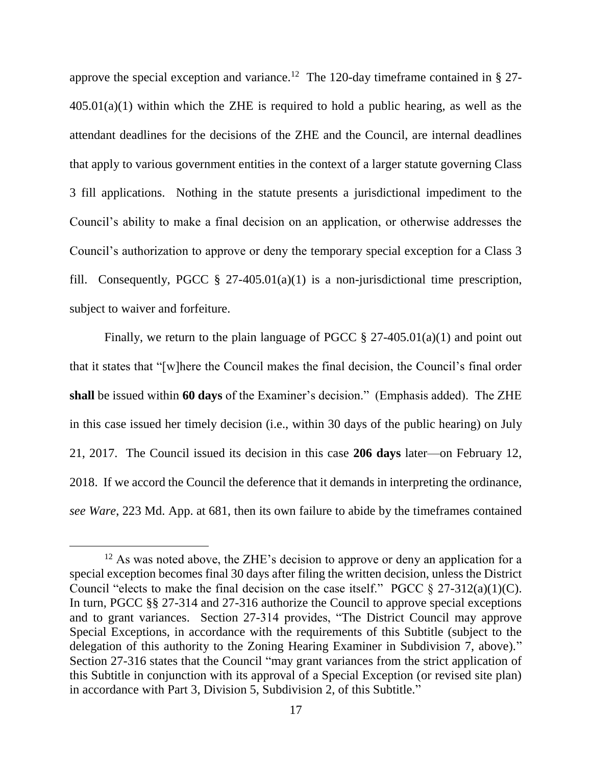approve the special exception and variance.[12] The 120-day timeframe contained in § 27-405.01(a)(1) within which the ZHE is required to hold a public hearing, as well as the attendant deadlines for the decisions of the ZHE and the Council, are internal deadlines that apply to various government entities in the context of a larger statute governing Class 3 fill applications. Nothing in the statute presents a jurisdictional impediment to the Council's ability to make a final decision on an application, or otherwise addresses the Council's authorization to approve or deny the temporary special exception for a Class 3 fill. Consequently, PGCC § 27-405.01(a)(1) is a non-jurisdictional time prescription, subject to waiver and forfeiture.

Finally, we return to the plain language of PGCC § 27-405.01(a)(1) and point out that it states that "[w]here the Council makes the final decision, the Council's final order **shall** be issued within **60 days** of the Examiner's decision." (Emphasis added). The ZHE in this case issued her timely decision (i.e., within 30 days of the public hearing) on July 21, 2017. The Council issued its decision in this case **206 days** later—on February 12, 2018. If we accord the Council the deference that it demands in interpreting the ordinance, *see Ware*, 223 Md. App. at 681, then its own failure to abide by the timeframes contained

---

[12] As was noted above, the ZHE's decision to approve or deny an application for a special exception becomes final 30 days after filing the written decision, unless the District Council "elects to make the final decision on the case itself." PGCC § 27-312(a)(1)(C). In turn, PGCC §§ 27-314 and 27-316 authorize the Council to approve special exceptions and to grant variances. Section 27-314 provides, "The District Council may approve Special Exceptions, in accordance with the requirements of this Subtitle (subject to the delegation of this authority to the Zoning Hearing Examiner in Subdivision 7, above)." Section 27-316 states that the Council "may grant variances from the strict application of this Subtitle in conjunction with its approval of a Special Exception (or revised site plan) in accordance with Part 3, Division 5, Subdivision 2, of this Subtitle."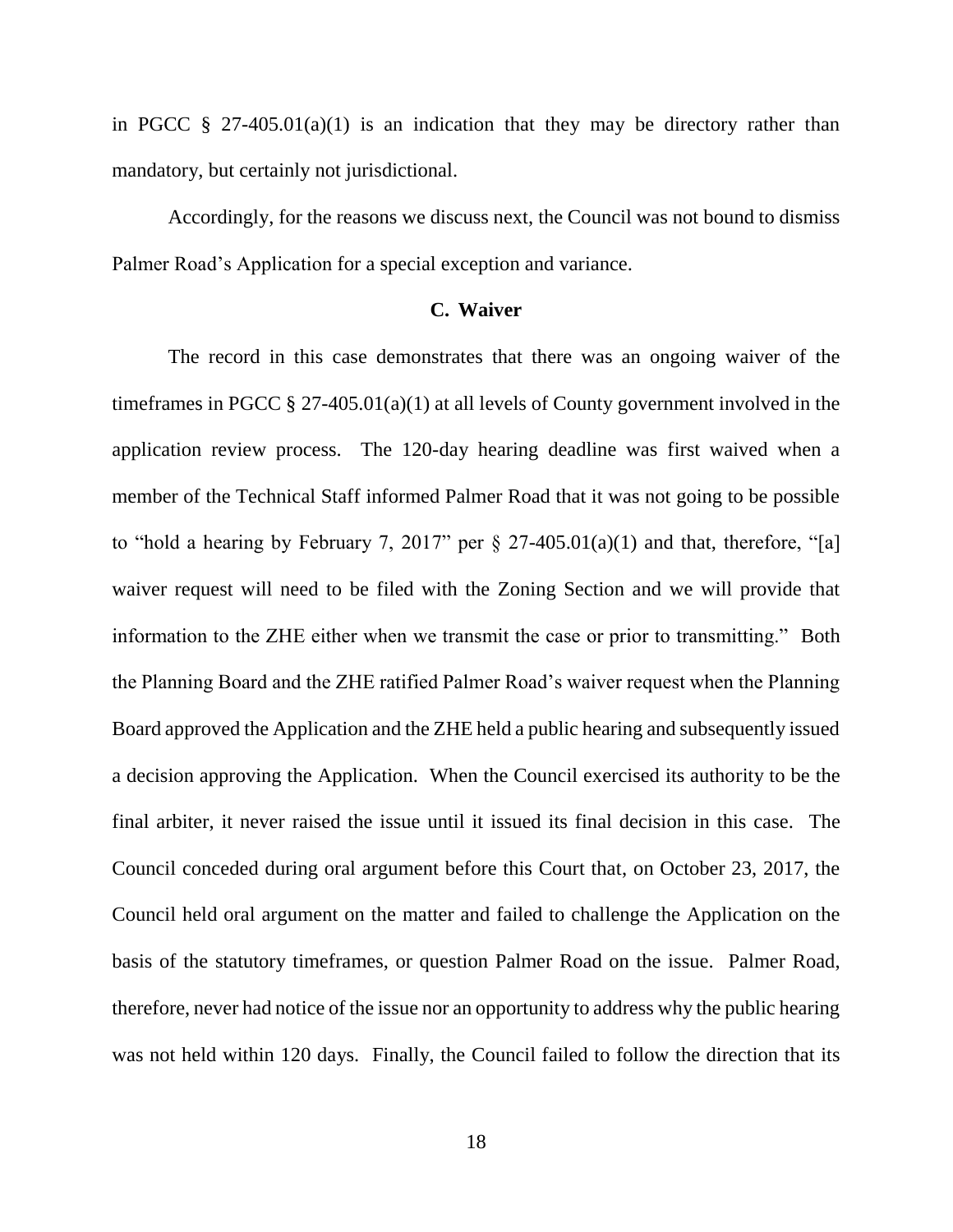in PGCC § 27-405.01(a)(1) is an indication that they may be directory rather than mandatory, but certainly not jurisdictional.

Accordingly, for the reasons we discuss next, the Council was not bound to dismiss Palmer Road's Application for a special exception and variance.

### C. Waiver

The record in this case demonstrates that there was an ongoing waiver of the timeframes in PGCC § 27-405.01(a)(1) at all levels of County government involved in the application review process. The 120-day hearing deadline was first waived when a member of the Technical Staff informed Palmer Road that it was not going to be possible to "hold a hearing by February 7, 2017" per § 27-405.01(a)(1) and that, therefore, "[a] waiver request will need to be filed with the Zoning Section and we will provide that information to the ZHE either when we transmit the case or prior to transmitting." Both the Planning Board and the ZHE ratified Palmer Road's waiver request when the Planning Board approved the Application and the ZHE held a public hearing and subsequently issued a decision approving the Application. When the Council exercised its authority to be the final arbiter, it never raised the issue until it issued its final decision in this case. The Council conceded during oral argument before this Court that, on October 23, 2017, the Council held oral argument on the matter and failed to challenge the Application on the basis of the statutory timeframes, or question Palmer Road on the issue. Palmer Road, therefore, never had notice of the issue nor an opportunity to address why the public hearing was not held within 120 days. Finally, the Council failed to follow the direction that its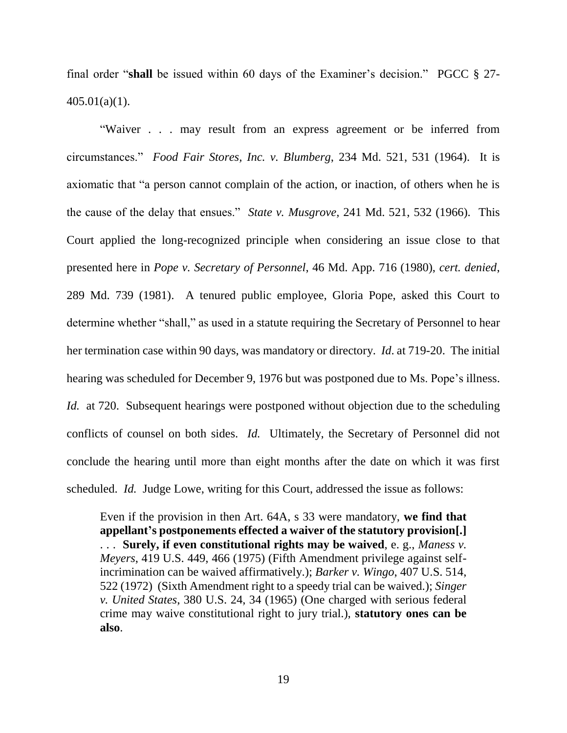final order "**shall** be issued within 60 days of the Examiner's decision." PGCC § 27-405.01(a)(1).

"Waiver . . . may result from an express agreement or be inferred from circumstances." *Food Fair Stores, Inc. v. Blumberg*, 234 Md. 521, 531 (1964). It is axiomatic that "a person cannot complain of the action, or inaction, of others when he is the cause of the delay that ensues." *State v. Musgrove*, 241 Md. 521, 532 (1966). This Court applied the long-recognized principle when considering an issue close to that presented here in *Pope v. Secretary of Personnel*, 46 Md. App. 716 (1980), *cert. denied*, 289 Md. 739 (1981). A tenured public employee, Gloria Pope, asked this Court to determine whether "shall," as used in a statute requiring the Secretary of Personnel to hear her termination case within 90 days, was mandatory or directory. *Id*. at 719-20. The initial hearing was scheduled for December 9, 1976 but was postponed due to Ms. Pope's illness. *Id.* at 720. Subsequent hearings were postponed without objection due to the scheduling conflicts of counsel on both sides. *Id.* Ultimately, the Secretary of Personnel did not conclude the hearing until more than eight months after the date on which it was first scheduled. *Id.* Judge Lowe, writing for this Court, addressed the issue as follows:

> Even if the provision in then Art. 64A, s 33 were mandatory, **we find that appellant's postponements effected a waiver of the statutory provision[.]** . . . **Surely, if even constitutional rights may be waived**, e. g., *Maness v. Meyers*, 419 U.S. 449, 466 (1975) (Fifth Amendment privilege against self-incrimination can be waived affirmatively.); *Barker v. Wingo*, 407 U.S. 514, 522 (1972) (Sixth Amendment right to a speedy trial can be waived.); *Singer v. United States*, 380 U.S. 24, 34 (1965) (One charged with serious federal crime may waive constitutional right to jury trial.), **statutory ones can be also**.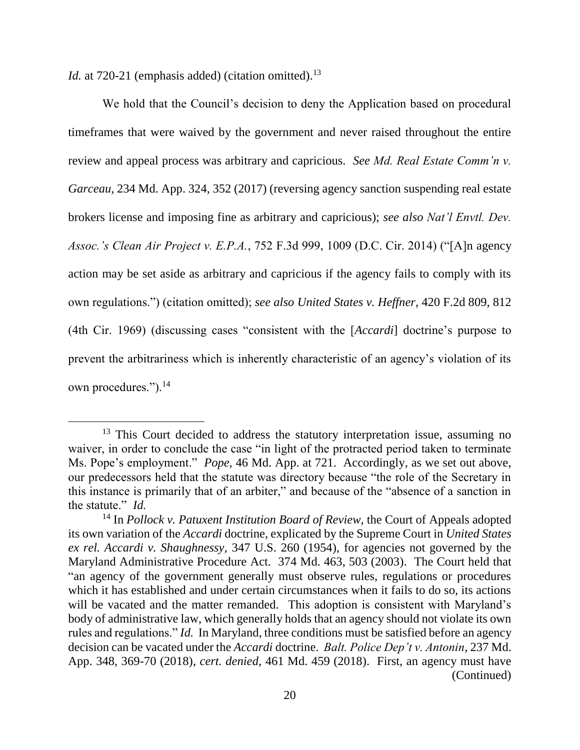*Id.* at 720-21 (emphasis added) (citation omitted).[13]

We hold that the Council's decision to deny the Application based on procedural timeframes that were waived by the government and never raised throughout the entire review and appeal process was arbitrary and capricious. *See Md. Real Estate Comm'n v. Garceau*, 234 Md. App. 324, 352 (2017) (reversing agency sanction suspending real estate brokers license and imposing fine as arbitrary and capricious); *see also Nat'l Envtl. Dev. Assoc.'s Clean Air Project v. E.P.A.*, 752 F.3d 999, 1009 (D.C. Cir. 2014) ("[A]n agency action may be set aside as arbitrary and capricious if the agency fails to comply with its own regulations.") (citation omitted); *see also United States v. Heffner*, 420 F.2d 809, 812 (4th Cir. 1969) (discussing cases "consistent with the [*Accardi*] doctrine's purpose to prevent the arbitrariness which is inherently characteristic of an agency's violation of its own procedures.").[14]

---

[13] This Court decided to address the statutory interpretation issue, assuming no waiver, in order to conclude the case "in light of the protracted period taken to terminate Ms. Pope's employment." *Pope*, 46 Md. App. at 721. Accordingly, as we set out above, our predecessors held that the statute was directory because "the role of the Secretary in this instance is primarily that of an arbiter," and because of the "absence of a sanction in the statute." *Id.*

[14] In *Pollock v. Patuxent Institution Board of Review*, the Court of Appeals adopted its own variation of the *Accardi* doctrine, explicated by the Supreme Court in *United States ex rel. Accardi v. Shaughnessy*, 347 U.S. 260 (1954), for agencies not governed by the Maryland Administrative Procedure Act. 374 Md. 463, 503 (2003). The Court held that "an agency of the government generally must observe rules, regulations or procedures which it has established and under certain circumstances when it fails to do so, its actions will be vacated and the matter remanded. This adoption is consistent with Maryland's body of administrative law, which generally holds that an agency should not violate its own rules and regulations." *Id.* In Maryland, three conditions must be satisfied before an agency decision can be vacated under the *Accardi* doctrine. *Balt. Police Dep't v. Antonin*, 237 Md. App. 348, 369-70 (2018), *cert. denied*, 461 Md. 459 (2018). First, an agency must have (Continued)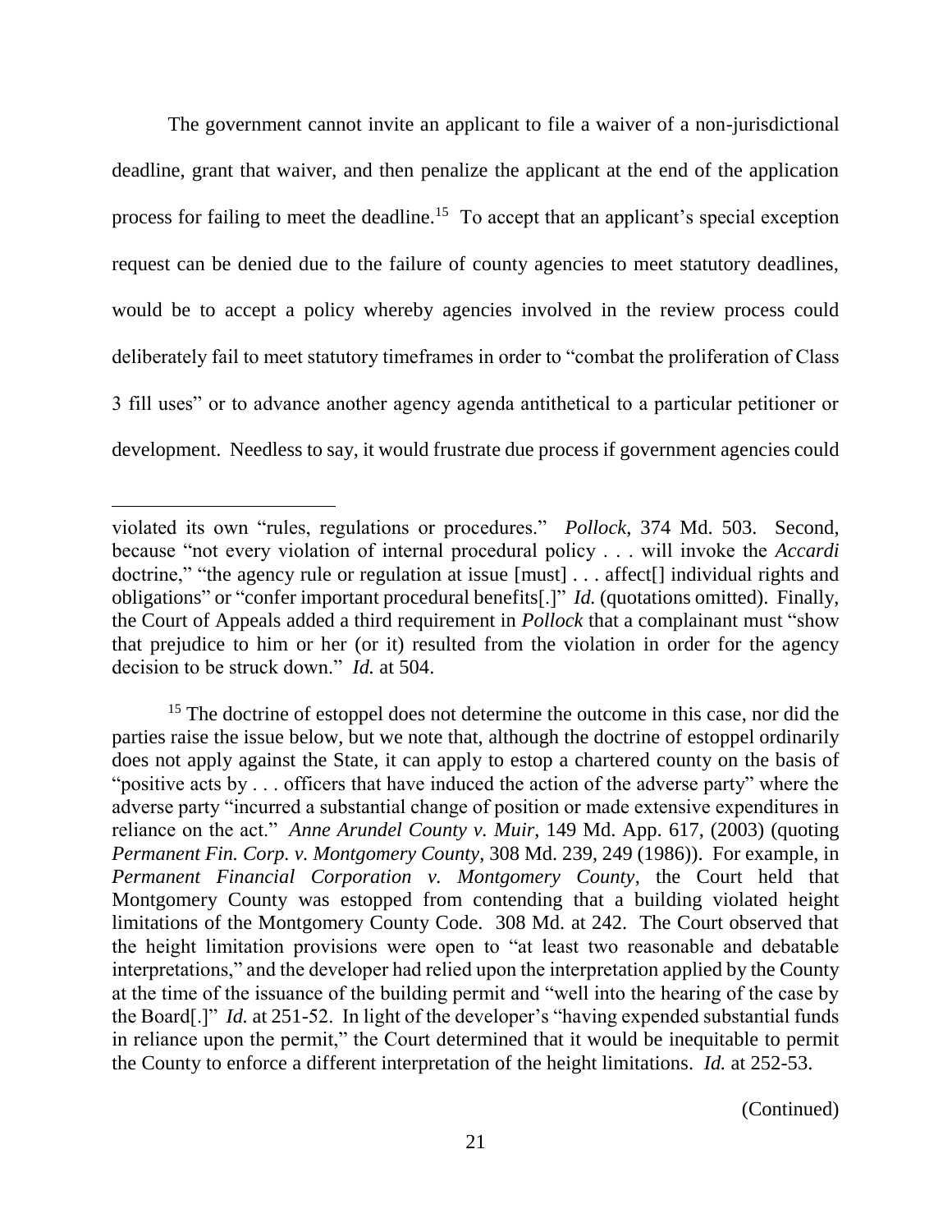The government cannot invite an applicant to file a waiver of a non-jurisdictional deadline, grant that waiver, and then penalize the applicant at the end of the application process for failing to meet the deadline.[15] To accept that an applicant's special exception request can be denied due to the failure of county agencies to meet statutory deadlines, would be to accept a policy whereby agencies involved in the review process could deliberately fail to meet statutory timeframes in order to "combat the proliferation of Class 3 fill uses" or to advance another agency agenda antithetical to a particular petitioner or development. Needless to say, it would frustrate due process if government agencies could

---

violated its own "rules, regulations or procedures." *Pollock*, 374 Md. 503. Second, because "not every violation of internal procedural policy . . . will invoke the *Accardi* doctrine," "the agency rule or regulation at issue [must] . . . affect[] individual rights and obligations" or "confer important procedural benefits[.]" *Id.* (quotations omitted). Finally, the Court of Appeals added a third requirement in *Pollock* that a complainant must "show that prejudice to him or her (or it) resulted from the violation in order for the agency decision to be struck down." *Id.* at 504.

[15] The doctrine of estoppel does not determine the outcome in this case, nor did the parties raise the issue below, but we note that, although the doctrine of estoppel ordinarily does not apply against the State, it can apply to estop a chartered county on the basis of "positive acts by . . . officers that have induced the action of the adverse party" where the adverse party "incurred a substantial change of position or made extensive expenditures in reliance on the act." *Anne Arundel County v. Muir*, 149 Md. App. 617, (2003) (quoting *Permanent Fin. Corp. v. Montgomery County*, 308 Md. 239, 249 (1986)). For example, in *Permanent Financial Corporation v. Montgomery County*, the Court held that Montgomery County was estopped from contending that a building violated height limitations of the Montgomery County Code. 308 Md. at 242. The Court observed that the height limitation provisions were open to "at least two reasonable and debatable interpretations," and the developer had relied upon the interpretation applied by the County at the time of the issuance of the building permit and "well into the hearing of the case by the Board[.]" *Id.* at 251-52. In light of the developer's "having expended substantial funds in reliance upon the permit," the Court determined that it would be inequitable to permit the County to enforce a different interpretation of the height limitations. *Id.* at 252-53.

(Continued)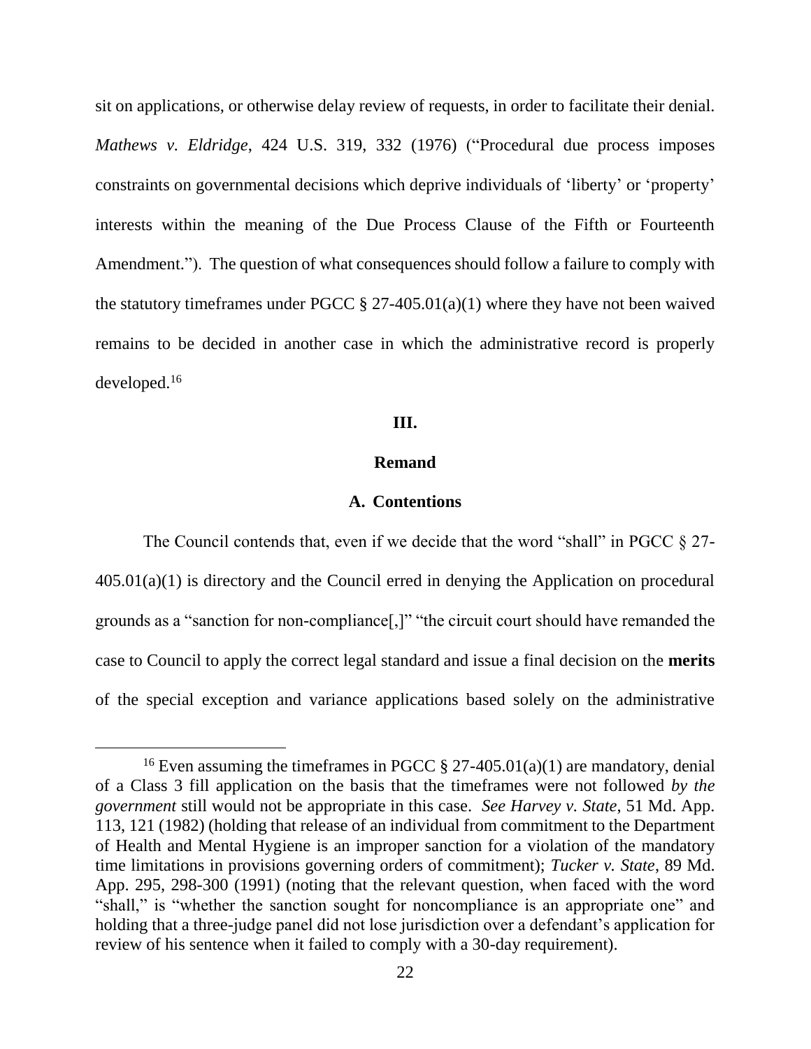sit on applications, or otherwise delay review of requests, in order to facilitate their denial. *Mathews v. Eldridge*, 424 U.S. 319, 332 (1976) ("Procedural due process imposes constraints on governmental decisions which deprive individuals of 'liberty' or 'property' interests within the meaning of the Due Process Clause of the Fifth or Fourteenth Amendment."). The question of what consequences should follow a failure to comply with the statutory timeframes under PGCC § 27-405.01(a)(1) where they have not been waived remains to be decided in another case in which the administrative record is properly developed.[16]

## III.

## Remand

### A. Contentions

The Council contends that, even if we decide that the word "shall" in PGCC § 27-405.01(a)(1) is directory and the Council erred in denying the Application on procedural grounds as a "sanction for non-compliance[,]" "the circuit court should have remanded the case to Council to apply the correct legal standard and issue a final decision on the **merits** of the special exception and variance applications based solely on the administrative

---

[16] Even assuming the timeframes in PGCC § 27-405.01(a)(1) are mandatory, denial of a Class 3 fill application on the basis that the timeframes were not followed *by the government* still would not be appropriate in this case. *See Harvey v. State*, 51 Md. App. 113, 121 (1982) (holding that release of an individual from commitment to the Department of Health and Mental Hygiene is an improper sanction for a violation of the mandatory time limitations in provisions governing orders of commitment); *Tucker v. State*, 89 Md. App. 295, 298-300 (1991) (noting that the relevant question, when faced with the word "shall," is "whether the sanction sought for noncompliance is an appropriate one" and holding that a three-judge panel did not lose jurisdiction over a defendant's application for review of his sentence when it failed to comply with a 30-day requirement).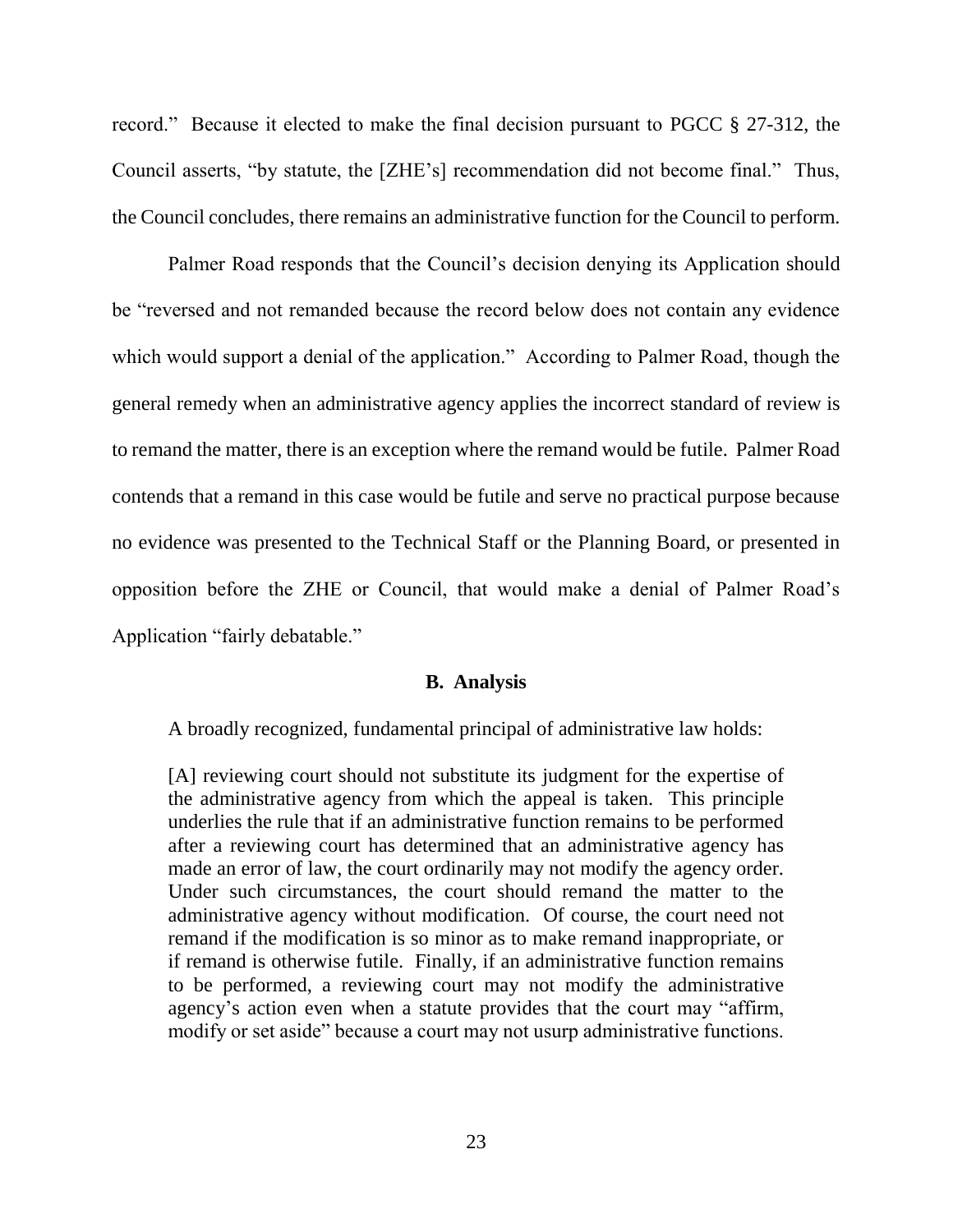record." Because it elected to make the final decision pursuant to PGCC § 27-312, the Council asserts, "by statute, the [ZHE's] recommendation did not become final." Thus, the Council concludes, there remains an administrative function for the Council to perform.

Palmer Road responds that the Council's decision denying its Application should be "reversed and not remanded because the record below does not contain any evidence which would support a denial of the application." According to Palmer Road, though the general remedy when an administrative agency applies the incorrect standard of review is to remand the matter, there is an exception where the remand would be futile. Palmer Road contends that a remand in this case would be futile and serve no practical purpose because no evidence was presented to the Technical Staff or the Planning Board, or presented in opposition before the ZHE or Council, that would make a denial of Palmer Road's Application "fairly debatable."

### B. Analysis

A broadly recognized, fundamental principal of administrative law holds:

> [A] reviewing court should not substitute its judgment for the expertise of the administrative agency from which the appeal is taken. This principle underlies the rule that if an administrative function remains to be performed after a reviewing court has determined that an administrative agency has made an error of law, the court ordinarily may not modify the agency order. Under such circumstances, the court should remand the matter to the administrative agency without modification. Of course, the court need not remand if the modification is so minor as to make remand inappropriate, or if remand is otherwise futile. Finally, if an administrative function remains to be performed, a reviewing court may not modify the administrative agency's action even when a statute provides that the court may "affirm, modify or set aside" because a court may not usurp administrative functions.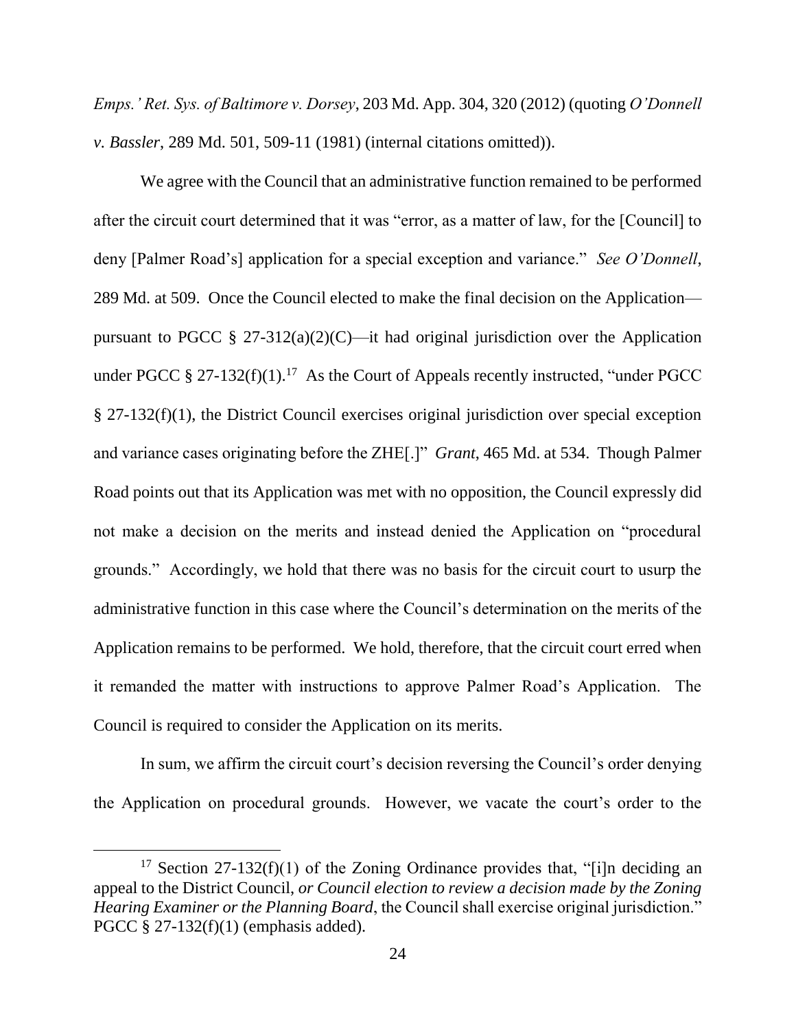*Emps.' Ret. Sys. of Baltimore v. Dorsey*, 203 Md. App. 304, 320 (2012) (quoting *O'Donnell v. Bassler*, 289 Md. 501, 509-11 (1981) (internal citations omitted)).

We agree with the Council that an administrative function remained to be performed after the circuit court determined that it was "error, as a matter of law, for the [Council] to deny [Palmer Road's] application for a special exception and variance." *See O'Donnell*, 289 Md. at 509. Once the Council elected to make the final decision on the Application—pursuant to PGCC § 27-312(a)(2)(C)—it had original jurisdiction over the Application under PGCC § 27-132(f)(1).[17] As the Court of Appeals recently instructed, "under PGCC § 27-132(f)(1), the District Council exercises original jurisdiction over special exception and variance cases originating before the ZHE[.]" *Grant*, 465 Md. at 534. Though Palmer Road points out that its Application was met with no opposition, the Council expressly did not make a decision on the merits and instead denied the Application on "procedural grounds." Accordingly, we hold that there was no basis for the circuit court to usurp the administrative function in this case where the Council's determination on the merits of the Application remains to be performed. We hold, therefore, that the circuit court erred when it remanded the matter with instructions to approve Palmer Road's Application. The Council is required to consider the Application on its merits.

In sum, we affirm the circuit court's decision reversing the Council's order denying the Application on procedural grounds. However, we vacate the court's order to the

---

[17] Section 27-132(f)(1) of the Zoning Ordinance provides that, "[i]n deciding an appeal to the District Council, *or Council election to review a decision made by the Zoning Hearing Examiner or the Planning Board*, the Council shall exercise original jurisdiction." PGCC § 27-132(f)(1) (emphasis added).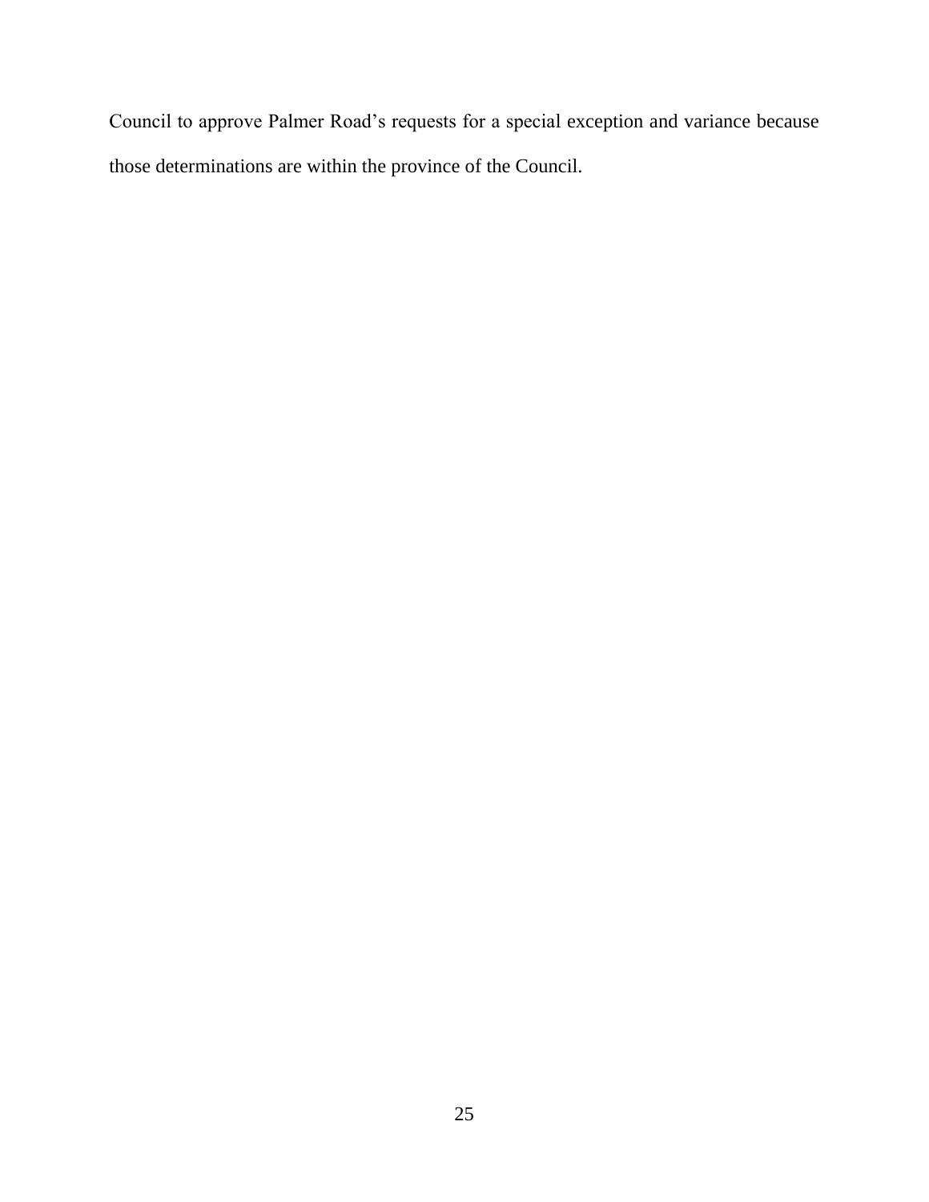Council to approve Palmer Road's requests for a special exception and variance because those determinations are within the province of the Council.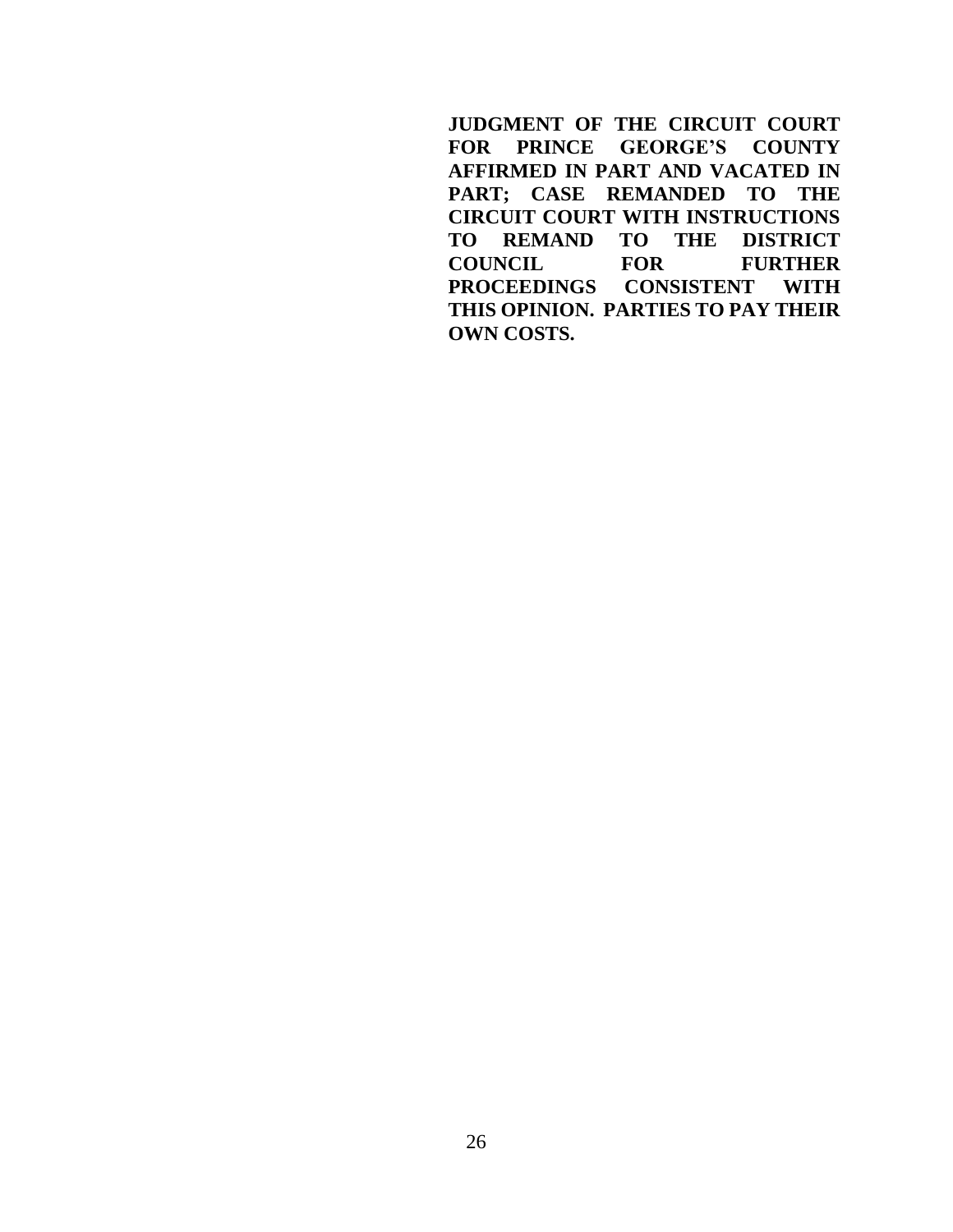**JUDGMENT OF THE CIRCUIT COURT FOR PRINCE GEORGE'S COUNTY AFFIRMED IN PART AND VACATED IN PART; CASE REMANDED TO THE CIRCUIT COURT WITH INSTRUCTIONS TO REMAND TO THE DISTRICT COUNCIL FOR FURTHER PROCEEDINGS CONSISTENT WITH THIS OPINION. PARTIES TO PAY THEIR OWN COSTS.**